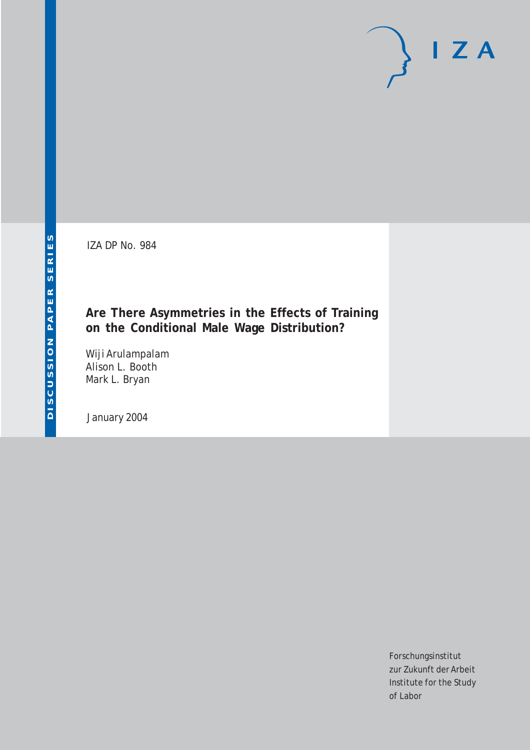DISCUSSION PAPER SERIES

IZA DP No. 984

# Are There Asymmetries in the Effects of Training on the Conditional Male Wage Distribution?

Wiji Arulampalam
Alison L. Booth
Mark L. Bryan

January 2004

Forschungsinstitut
zur Zukunft der Arbeit
Institute for the Study
of Labor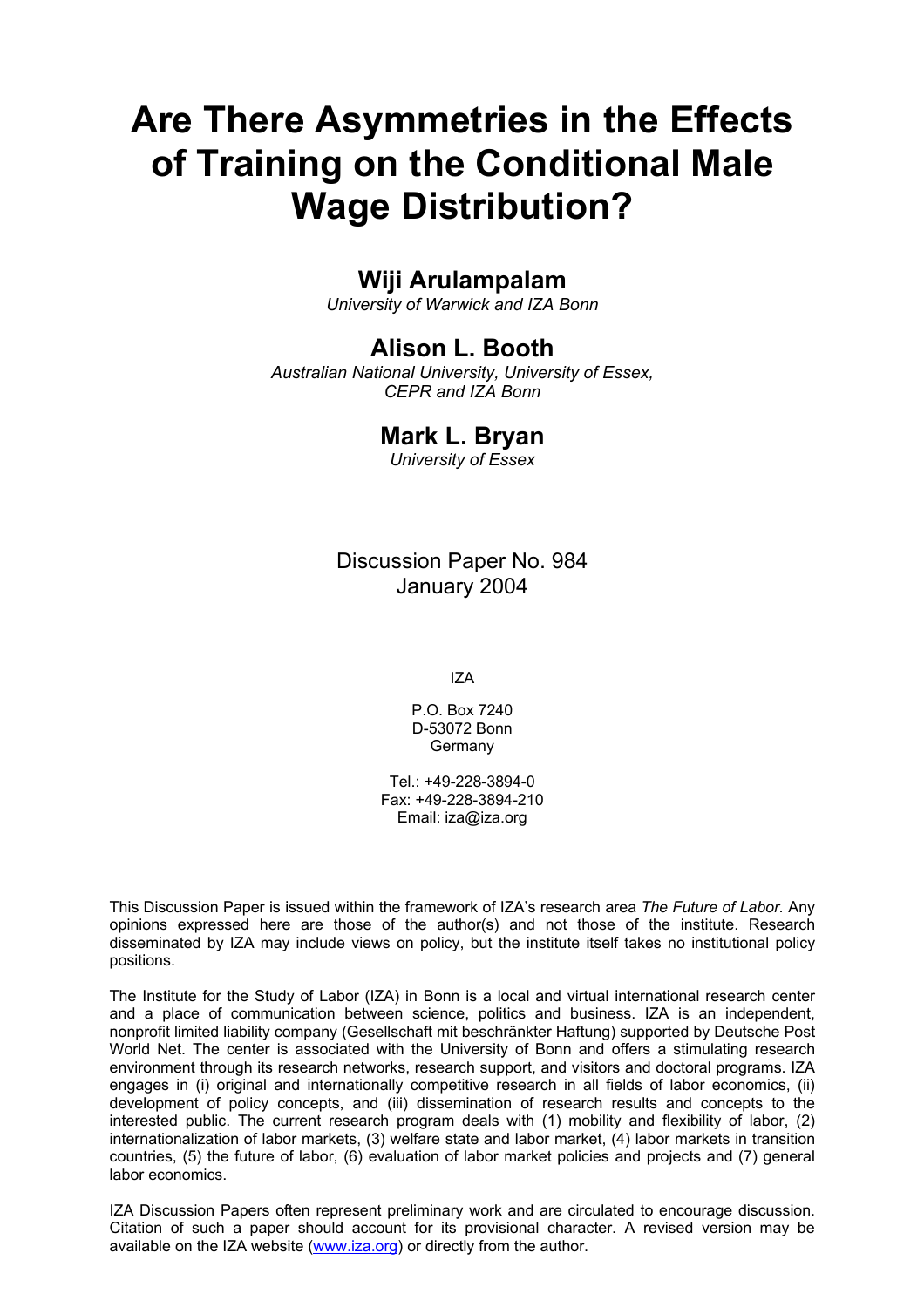# Are There Asymmetries in the Effects of Training on the Conditional Male Wage Distribution?

## Wiji Arulampalam

*University of Warwick and IZA Bonn*

## Alison L. Booth

*Australian National University, University of Essex, CEPR and IZA Bonn*

## Mark L. Bryan

*University of Essex*

Discussion Paper No. 984
January 2004

IZA

P.O. Box 7240
D-53072 Bonn
Germany

Tel.: +49-228-3894-0
Fax: +49-228-3894-210
Email: iza@iza.org

This Discussion Paper is issued within the framework of IZA's research area *The Future of Labor.* Any opinions expressed here are those of the author(s) and not those of the institute. Research disseminated by IZA may include views on policy, but the institute itself takes no institutional policy positions.

The Institute for the Study of Labor (IZA) in Bonn is a local and virtual international research center and a place of communication between science, politics and business. IZA is an independent, nonprofit limited liability company (Gesellschaft mit beschränkter Haftung) supported by Deutsche Post World Net. The center is associated with the University of Bonn and offers a stimulating research environment through its research networks, research support, and visitors and doctoral programs. IZA engages in (i) original and internationally competitive research in all fields of labor economics, (ii) development of policy concepts, and (iii) dissemination of research results and concepts to the interested public. The current research program deals with (1) mobility and flexibility of labor, (2) internationalization of labor markets, (3) welfare state and labor market, (4) labor markets in transition countries, (5) the future of labor, (6) evaluation of labor market policies and projects and (7) general labor economics.

IZA Discussion Papers often represent preliminary work and are circulated to encourage discussion. Citation of such a paper should account for its provisional character. A revised version may be available on the IZA website (www.iza.org) or directly from the author.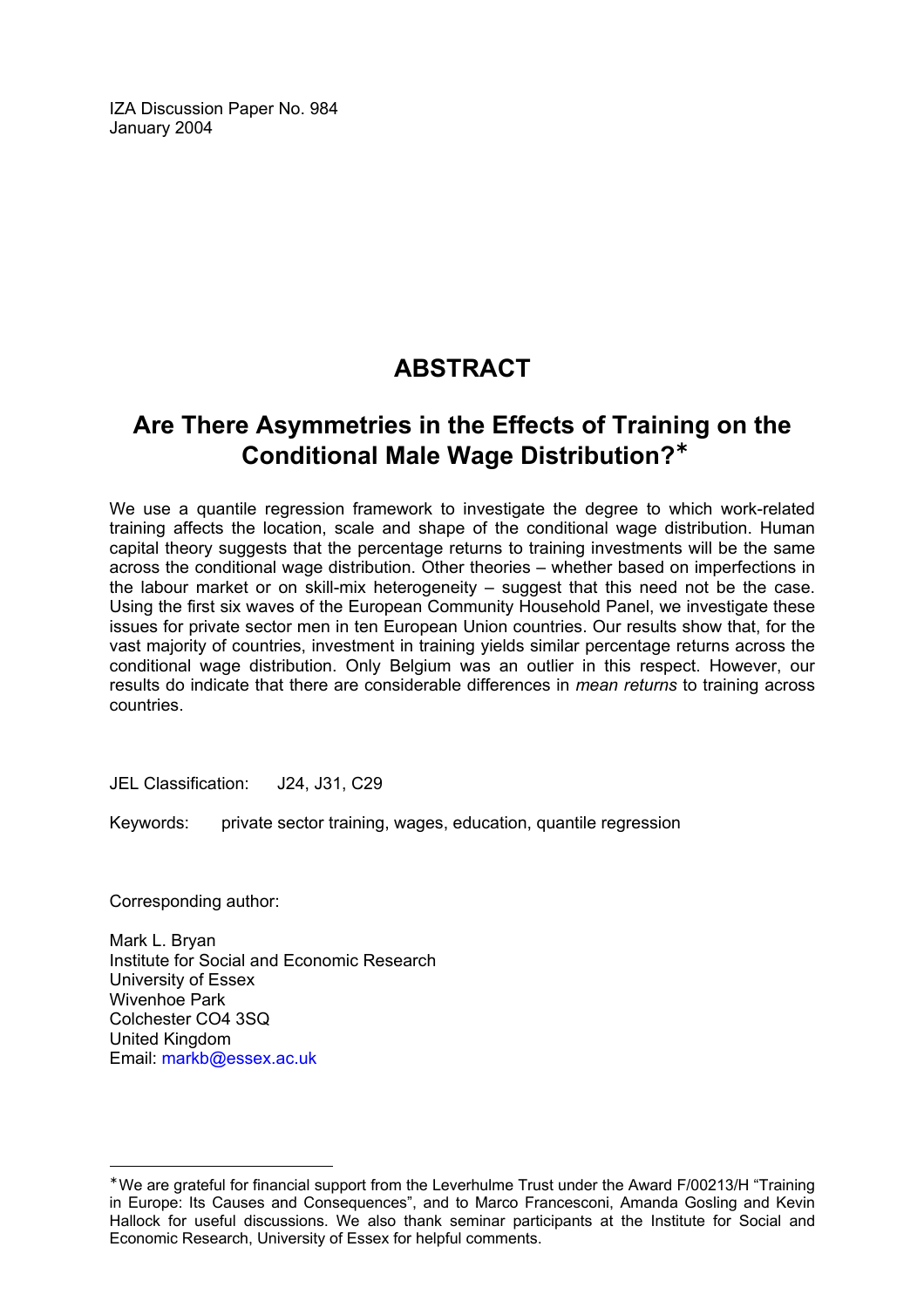IZA Discussion Paper No. 984
January 2004

# ABSTRACT

## Are There Asymmetries in the Effects of Training on the Conditional Male Wage Distribution?*

We use a quantile regression framework to investigate the degree to which work-related training affects the location, scale and shape of the conditional wage distribution. Human capital theory suggests that the percentage returns to training investments will be the same across the conditional wage distribution. Other theories – whether based on imperfections in the labour market or on skill-mix heterogeneity – suggest that this need not be the case. Using the first six waves of the European Community Household Panel, we investigate these issues for private sector men in ten European Union countries. Our results show that, for the vast majority of countries, investment in training yields similar percentage returns across the conditional wage distribution. Only Belgium was an outlier in this respect. However, our results do indicate that there are considerable differences in *mean returns* to training across countries.

JEL Classification: J24, J31, C29

Keywords: private sector training, wages, education, quantile regression

Corresponding author:

Mark L. Bryan
Institute for Social and Economic Research
University of Essex
Wivenhoe Park
Colchester CO4 3SQ
United Kingdom
Email: markb@essex.ac.uk

---

* We are grateful for financial support from the Leverhulme Trust under the Award F/00213/H "Training in Europe: Its Causes and Consequences", and to Marco Francesconi, Amanda Gosling and Kevin Hallock for useful discussions. We also thank seminar participants at the Institute for Social and Economic Research, University of Essex for helpful comments.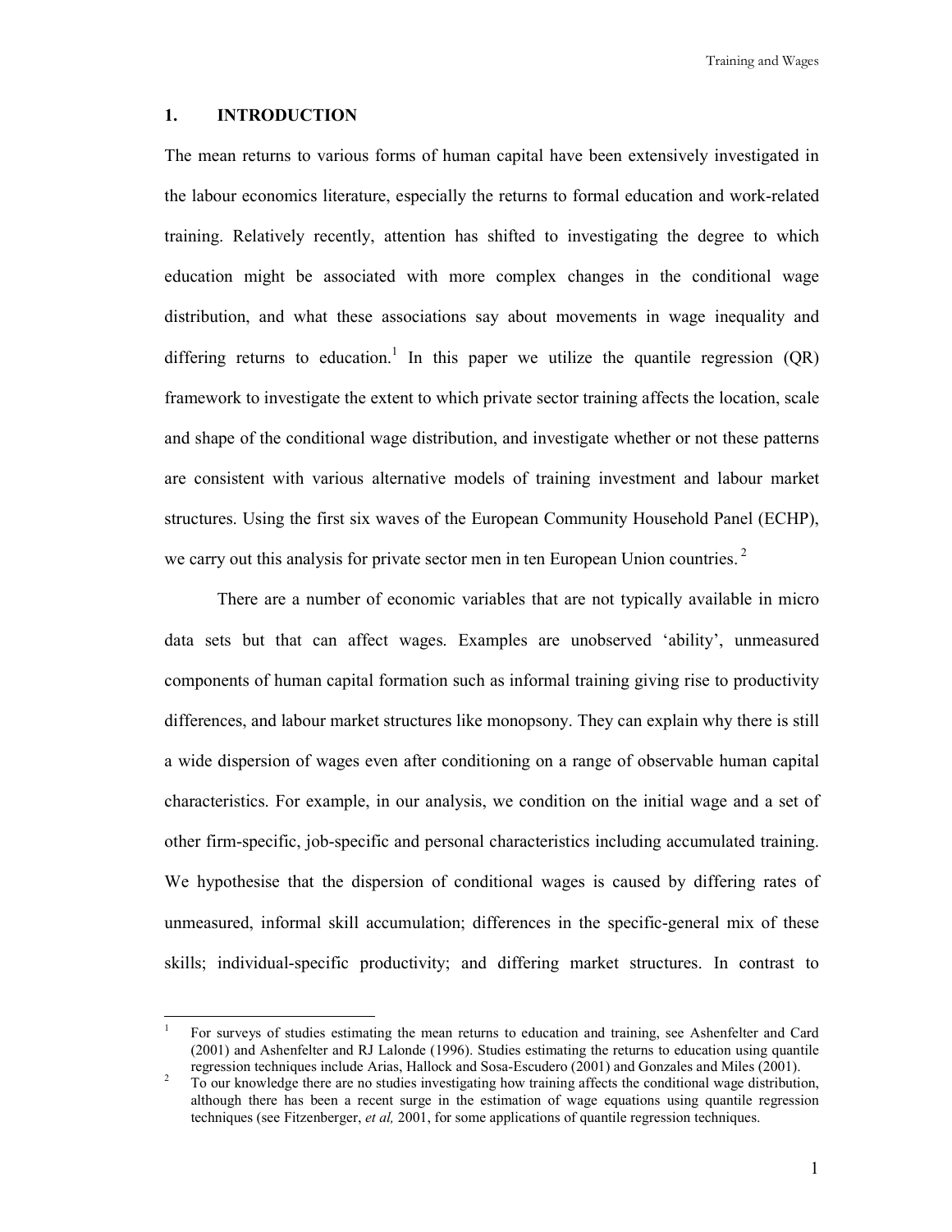## 1. INTRODUCTION

The mean returns to various forms of human capital have been extensively investigated in the labour economics literature, especially the returns to formal education and work-related training. Relatively recently, attention has shifted to investigating the degree to which education might be associated with more complex changes in the conditional wage distribution, and what these associations say about movements in wage inequality and differing returns to education.[1] In this paper we utilize the quantile regression (QR) framework to investigate the extent to which private sector training affects the location, scale and shape of the conditional wage distribution, and investigate whether or not these patterns are consistent with various alternative models of training investment and labour market structures. Using the first six waves of the European Community Household Panel (ECHP), we carry out this analysis for private sector men in ten European Union countries.[2]

There are a number of economic variables that are not typically available in micro data sets but that can affect wages. Examples are unobserved 'ability', unmeasured components of human capital formation such as informal training giving rise to productivity differences, and labour market structures like monopsony. They can explain why there is still a wide dispersion of wages even after conditioning on a range of observable human capital characteristics. For example, in our analysis, we condition on the initial wage and a set of other firm-specific, job-specific and personal characteristics including accumulated training. We hypothesise that the dispersion of conditional wages is caused by differing rates of unmeasured, informal skill accumulation; differences in the specific-general mix of these skills; individual-specific productivity; and differing market structures. In contrast to

---

[1] For surveys of studies estimating the mean returns to education and training, see Ashenfelter and Card (2001) and Ashenfelter and RJ Lalonde (1996). Studies estimating the returns to education using quantile regression techniques include Arias, Hallock and Sosa-Escudero (2001) and Gonzales and Miles (2001).

[2] To our knowledge there are no studies investigating how training affects the conditional wage distribution, although there has been a recent surge in the estimation of wage equations using quantile regression techniques (see Fitzenberger, *et al,* 2001, for some applications of quantile regression techniques.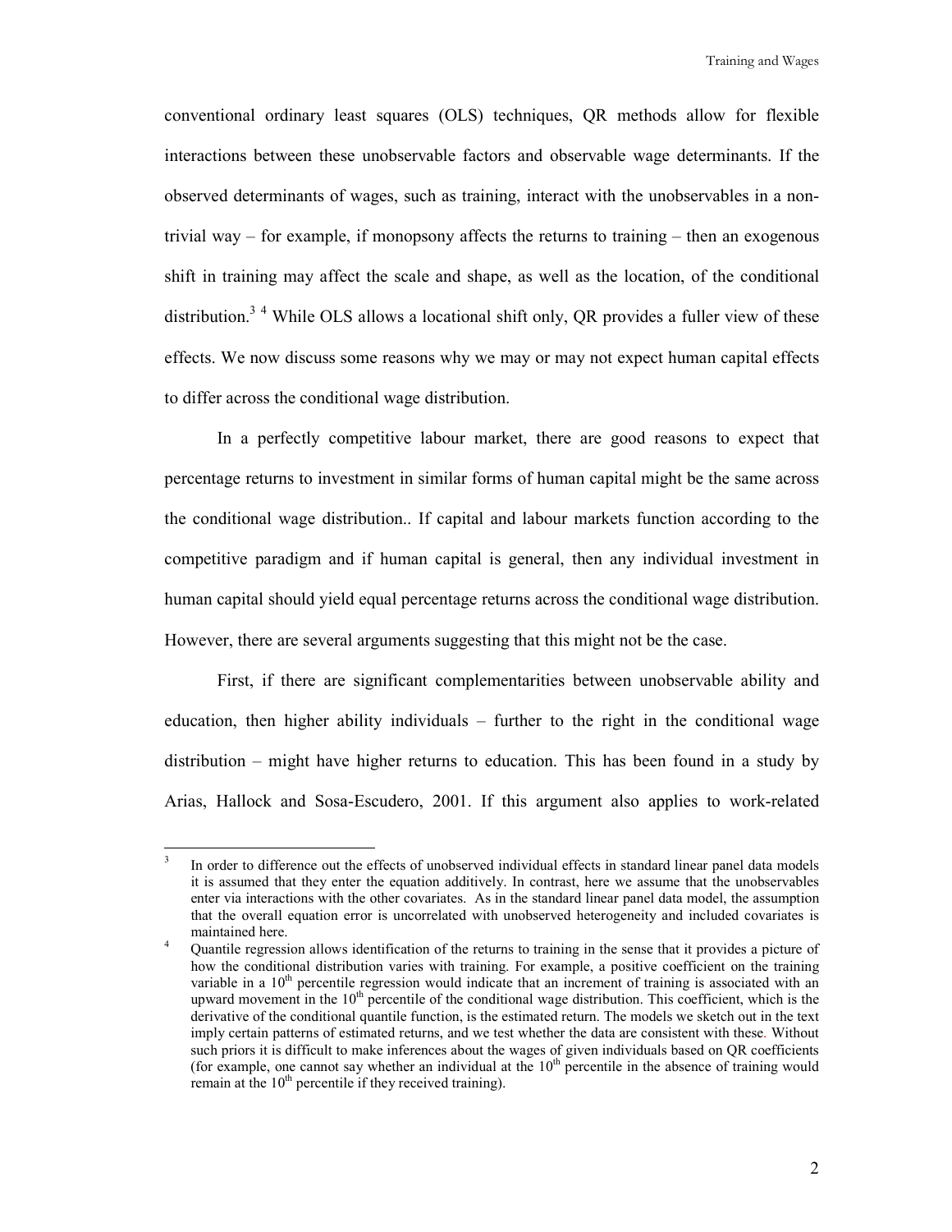conventional ordinary least squares (OLS) techniques, QR methods allow for flexible interactions between these unobservable factors and observable wage determinants. If the observed determinants of wages, such as training, interact with the unobservables in a non-trivial way – for example, if monopsony affects the returns to training – then an exogenous shift in training may affect the scale and shape, as well as the location, of the conditional distribution.[3] [4] While OLS allows a locational shift only, QR provides a fuller view of these effects. We now discuss some reasons why we may or may not expect human capital effects to differ across the conditional wage distribution.

In a perfectly competitive labour market, there are good reasons to expect that percentage returns to investment in similar forms of human capital might be the same across the conditional wage distribution.. If capital and labour markets function according to the competitive paradigm and if human capital is general, then any individual investment in human capital should yield equal percentage returns across the conditional wage distribution. However, there are several arguments suggesting that this might not be the case.

First, if there are significant complementarities between unobservable ability and education, then higher ability individuals – further to the right in the conditional wage distribution – might have higher returns to education. This has been found in a study by Arias, Hallock and Sosa-Escudero, 2001. If this argument also applies to work-related

---

[3] In order to difference out the effects of unobserved individual effects in standard linear panel data models it is assumed that they enter the equation additively. In contrast, here we assume that the unobservables enter via interactions with the other covariates. As in the standard linear panel data model, the assumption that the overall equation error is uncorrelated with unobserved heterogeneity and included covariates is maintained here.

[4] Quantile regression allows identification of the returns to training in the sense that it provides a picture of how the conditional distribution varies with training. For example, a positive coefficient on the training variable in a 10th percentile regression would indicate that an increment of training is associated with an upward movement in the 10th percentile of the conditional wage distribution. This coefficient, which is the derivative of the conditional quantile function, is the estimated return. The models we sketch out in the text imply certain patterns of estimated returns, and we test whether the data are consistent with these. Without such priors it is difficult to make inferences about the wages of given individuals based on QR coefficients (for example, one cannot say whether an individual at the 10th percentile in the absence of training would remain at the 10th percentile if they received training).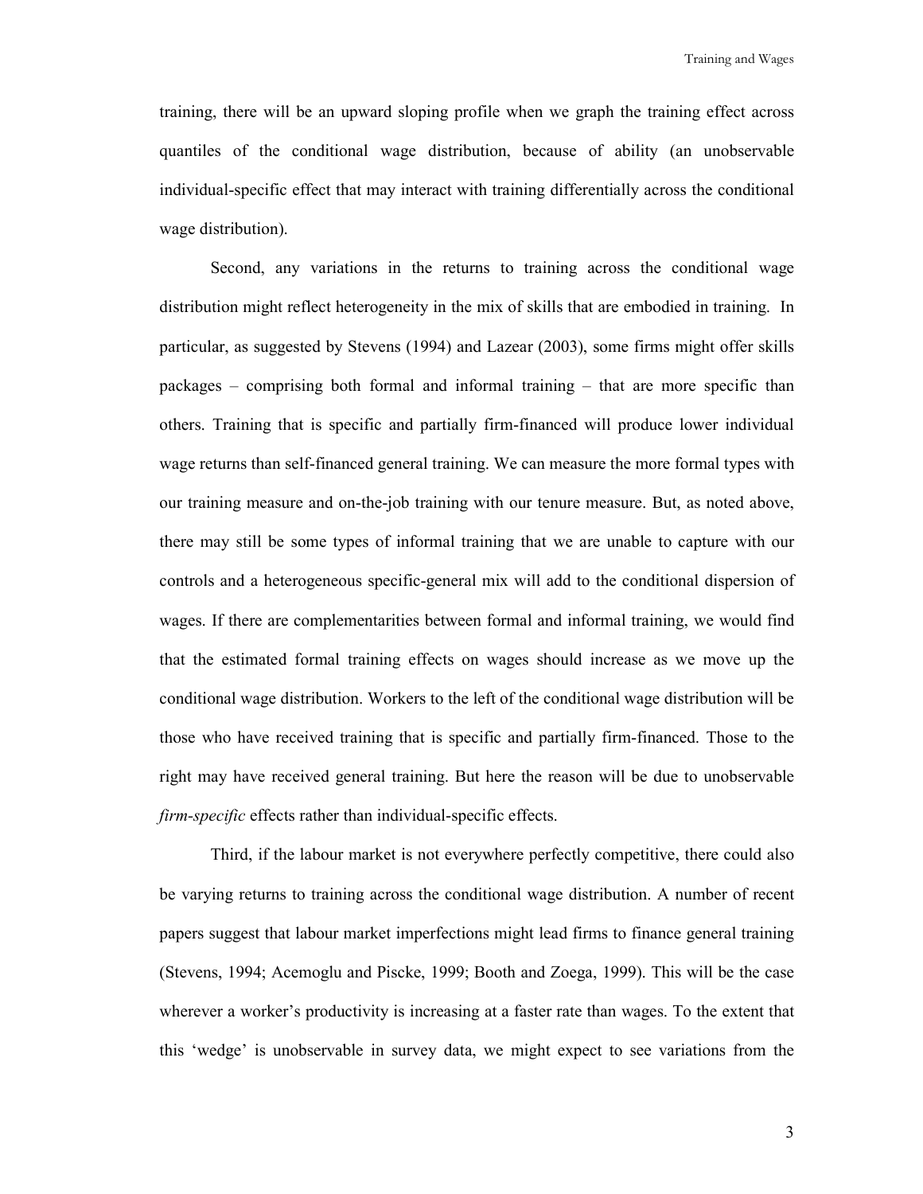training, there will be an upward sloping profile when we graph the training effect across quantiles of the conditional wage distribution, because of ability (an unobservable individual-specific effect that may interact with training differentially across the conditional wage distribution).

Second, any variations in the returns to training across the conditional wage distribution might reflect heterogeneity in the mix of skills that are embodied in training. In particular, as suggested by Stevens (1994) and Lazear (2003), some firms might offer skills packages – comprising both formal and informal training – that are more specific than others. Training that is specific and partially firm-financed will produce lower individual wage returns than self-financed general training. We can measure the more formal types with our training measure and on-the-job training with our tenure measure. But, as noted above, there may still be some types of informal training that we are unable to capture with our controls and a heterogeneous specific-general mix will add to the conditional dispersion of wages. If there are complementarities between formal and informal training, we would find that the estimated formal training effects on wages should increase as we move up the conditional wage distribution. Workers to the left of the conditional wage distribution will be those who have received training that is specific and partially firm-financed. Those to the right may have received general training. But here the reason will be due to unobservable *firm-specific* effects rather than individual-specific effects.

Third, if the labour market is not everywhere perfectly competitive, there could also be varying returns to training across the conditional wage distribution. A number of recent papers suggest that labour market imperfections might lead firms to finance general training (Stevens, 1994; Acemoglu and Piscke, 1999; Booth and Zoega, 1999). This will be the case wherever a worker's productivity is increasing at a faster rate than wages. To the extent that this 'wedge' is unobservable in survey data, we might expect to see variations from the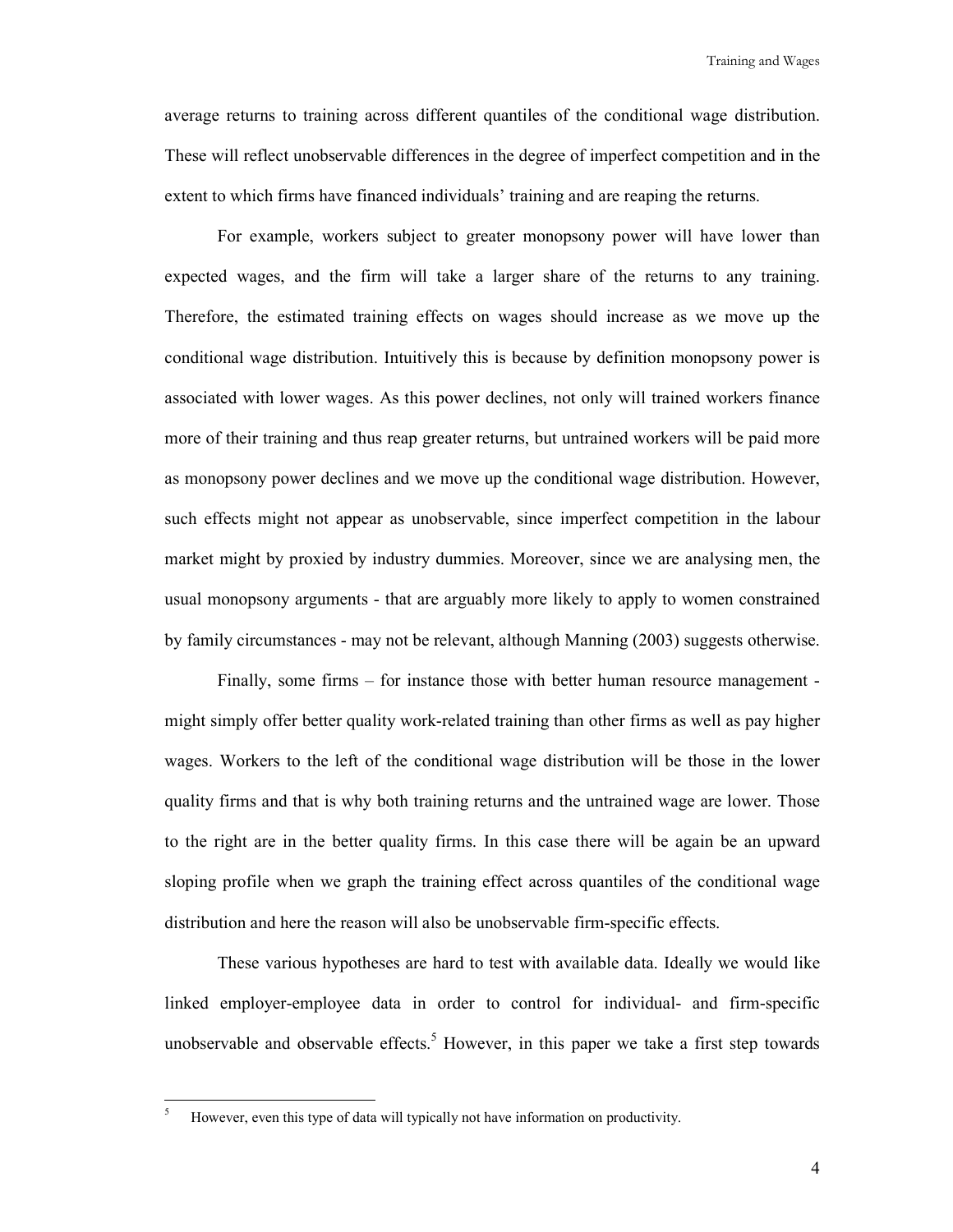average returns to training across different quantiles of the conditional wage distribution. These will reflect unobservable differences in the degree of imperfect competition and in the extent to which firms have financed individuals' training and are reaping the returns.

For example, workers subject to greater monopsony power will have lower than expected wages, and the firm will take a larger share of the returns to any training. Therefore, the estimated training effects on wages should increase as we move up the conditional wage distribution. Intuitively this is because by definition monopsony power is associated with lower wages. As this power declines, not only will trained workers finance more of their training and thus reap greater returns, but untrained workers will be paid more as monopsony power declines and we move up the conditional wage distribution. However, such effects might not appear as unobservable, since imperfect competition in the labour market might by proxied by industry dummies. Moreover, since we are analysing men, the usual monopsony arguments - that are arguably more likely to apply to women constrained by family circumstances - may not be relevant, although Manning (2003) suggests otherwise.

Finally, some firms – for instance those with better human resource management - might simply offer better quality work-related training than other firms as well as pay higher wages. Workers to the left of the conditional wage distribution will be those in the lower quality firms and that is why both training returns and the untrained wage are lower. Those to the right are in the better quality firms. In this case there will be again be an upward sloping profile when we graph the training effect across quantiles of the conditional wage distribution and here the reason will also be unobservable firm-specific effects.

These various hypotheses are hard to test with available data. Ideally we would like linked employer-employee data in order to control for individual- and firm-specific unobservable and observable effects.[5] However, in this paper we take a first step towards

[5] However, even this type of data will typically not have information on productivity.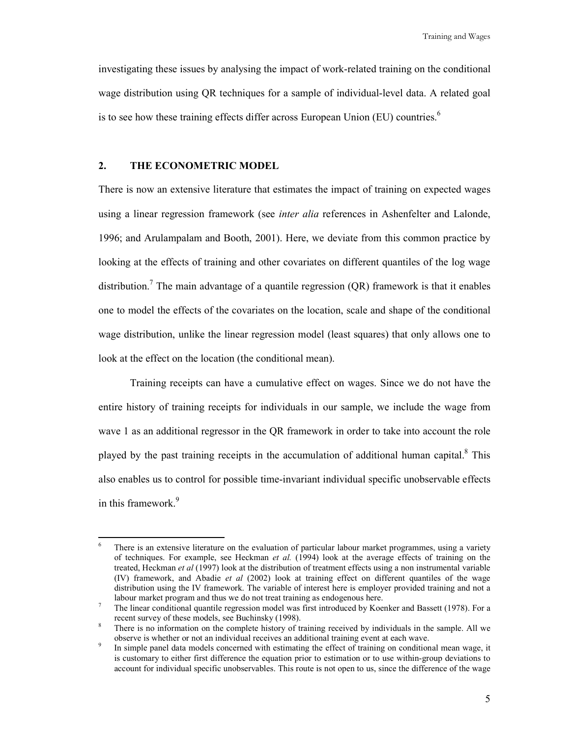investigating these issues by analysing the impact of work-related training on the conditional wage distribution using QR techniques for a sample of individual-level data. A related goal is to see how these training effects differ across European Union (EU) countries.[6]

## 2. THE ECONOMETRIC MODEL

There is now an extensive literature that estimates the impact of training on expected wages using a linear regression framework (see *inter alia* references in Ashenfelter and Lalonde, 1996; and Arulampalam and Booth, 2001). Here, we deviate from this common practice by looking at the effects of training and other covariates on different quantiles of the log wage distribution.[7] The main advantage of a quantile regression (QR) framework is that it enables one to model the effects of the covariates on the location, scale and shape of the conditional wage distribution, unlike the linear regression model (least squares) that only allows one to look at the effect on the location (the conditional mean).

Training receipts can have a cumulative effect on wages. Since we do not have the entire history of training receipts for individuals in our sample, we include the wage from wave 1 as an additional regressor in the QR framework in order to take into account the role played by the past training receipts in the accumulation of additional human capital.[8] This also enables us to control for possible time-invariant individual specific unobservable effects in this framework.[9]

---

[6] There is an extensive literature on the evaluation of particular labour market programmes, using a variety of techniques. For example, see Heckman *et al.* (1994) look at the average effects of training on the treated, Heckman *et al* (1997) look at the distribution of treatment effects using a non instrumental variable (IV) framework, and Abadie *et al* (2002) look at training effect on different quantiles of the wage distribution using the IV framework. The variable of interest here is employer provided training and not a labour market program and thus we do not treat training as endogenous here.

[7] The linear conditional quantile regression model was first introduced by Koenker and Bassett (1978). For a recent survey of these models, see Buchinsky (1998).

[8] There is no information on the complete history of training received by individuals in the sample. All we observe is whether or not an individual receives an additional training event at each wave.

[9] In simple panel data models concerned with estimating the effect of training on conditional mean wage, it is customary to either first difference the equation prior to estimation or to use within-group deviations to account for individual specific unobservables. This route is not open to us, since the difference of the wage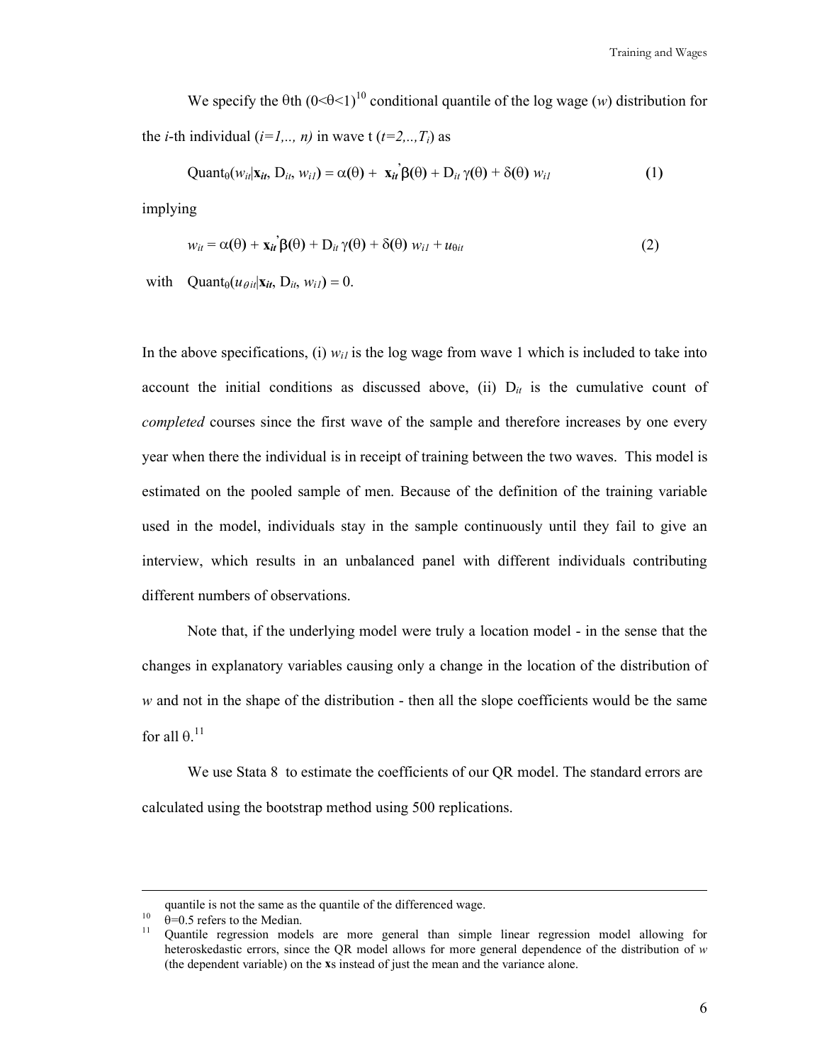We specify the θth $(0<\theta<1)$[10] conditional quantile of the log wage ($w$) distribution for the $i$-th individual ($i=1,.., n$) in wave t ($t=2,..,T_i$) as

$$\text{Quant}_\theta(w_{it}|\mathbf{x}_{it}, D_{it}, w_{i1}) = \alpha(\theta) + \mathbf{x}_{it}'\beta(\theta) + D_{it}\,\gamma(\theta) + \delta(\theta)\,w_{i1} \tag{1}$$

implying

$$w_{it} = \alpha(\theta) + \mathbf{x}_{it}'\beta(\theta) + D_{it}\,\gamma(\theta) + \delta(\theta)\,w_{i1} + u_{\theta it} \tag{2}$$

with $\quad \text{Quant}_\theta(u_{\theta it}|\mathbf{x}_{it}, D_{it}, w_{i1}) = 0.$

In the above specifications, (i) $w_{i1}$ is the log wage from wave 1 which is included to take into account the initial conditions as discussed above, (ii) $D_{it}$ is the cumulative count of *completed* courses since the first wave of the sample and therefore increases by one every year when there the individual is in receipt of training between the two waves. This model is estimated on the pooled sample of men. Because of the definition of the training variable used in the model, individuals stay in the sample continuously until they fail to give an interview, which results in an unbalanced panel with different individuals contributing different numbers of observations.

Note that, if the underlying model were truly a location model - in the sense that the changes in explanatory variables causing only a change in the location of the distribution of $w$ and not in the shape of the distribution - then all the slope coefficients would be the same for all θ.[11]

We use Stata 8 to estimate the coefficients of our QR model. The standard errors are calculated using the bootstrap method using 500 replications.

---

quantile is not the same as the quantile of the differenced wage.

[10] θ=0.5 refers to the Median.

[11] Quantile regression models are more general than simple linear regression model allowing for heteroskedastic errors, since the QR model allows for more general dependence of the distribution of $w$ (the dependent variable) on the **x**s instead of just the mean and the variance alone.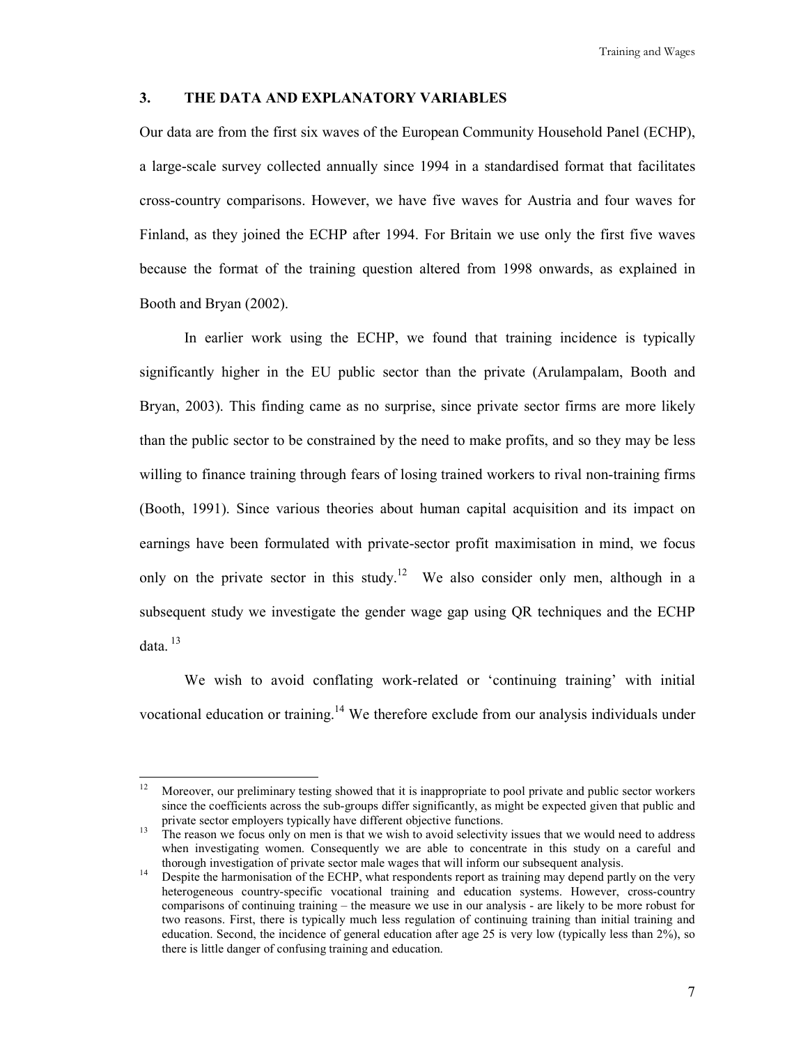## 3. THE DATA AND EXPLANATORY VARIABLES

Our data are from the first six waves of the European Community Household Panel (ECHP), a large-scale survey collected annually since 1994 in a standardised format that facilitates cross-country comparisons. However, we have five waves for Austria and four waves for Finland, as they joined the ECHP after 1994. For Britain we use only the first five waves because the format of the training question altered from 1998 onwards, as explained in Booth and Bryan (2002).

In earlier work using the ECHP, we found that training incidence is typically significantly higher in the EU public sector than the private (Arulampalam, Booth and Bryan, 2003). This finding came as no surprise, since private sector firms are more likely than the public sector to be constrained by the need to make profits, and so they may be less willing to finance training through fears of losing trained workers to rival non-training firms (Booth, 1991). Since various theories about human capital acquisition and its impact on earnings have been formulated with private-sector profit maximisation in mind, we focus only on the private sector in this study.[12] We also consider only men, although in a subsequent study we investigate the gender wage gap using QR techniques and the ECHP data.[13]

We wish to avoid conflating work-related or 'continuing training' with initial vocational education or training.[14] We therefore exclude from our analysis individuals under

---

[12] Moreover, our preliminary testing showed that it is inappropriate to pool private and public sector workers since the coefficients across the sub-groups differ significantly, as might be expected given that public and private sector employers typically have different objective functions.

[13] The reason we focus only on men is that we wish to avoid selectivity issues that we would need to address when investigating women. Consequently we are able to concentrate in this study on a careful and thorough investigation of private sector male wages that will inform our subsequent analysis.

[14] Despite the harmonisation of the ECHP, what respondents report as training may depend partly on the very heterogeneous country-specific vocational training and education systems. However, cross-country comparisons of continuing training – the measure we use in our analysis - are likely to be more robust for two reasons. First, there is typically much less regulation of continuing training than initial training and education. Second, the incidence of general education after age 25 is very low (typically less than 2%), so there is little danger of confusing training and education.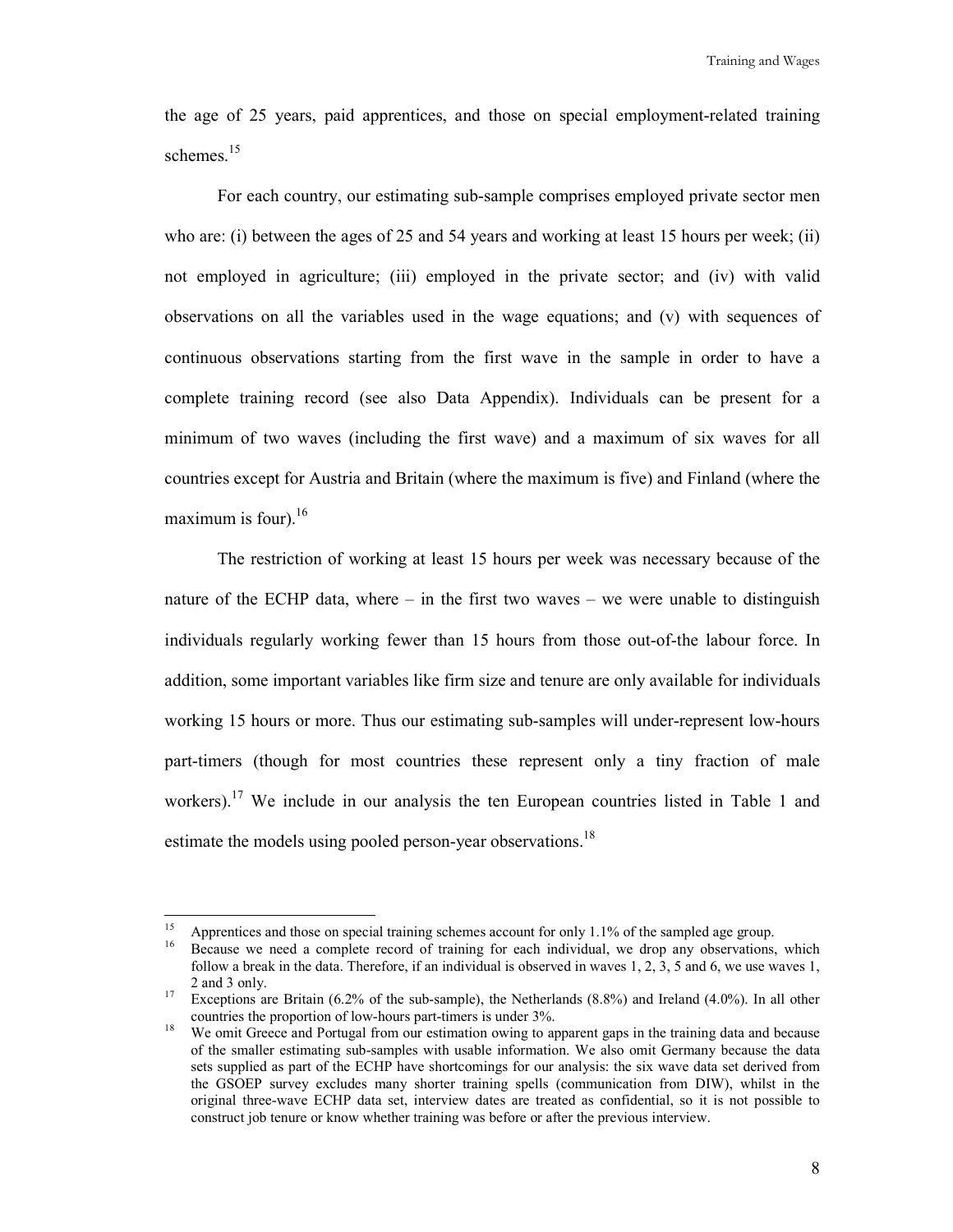the age of 25 years, paid apprentices, and those on special employment-related training schemes.[15]

For each country, our estimating sub-sample comprises employed private sector men who are: (i) between the ages of 25 and 54 years and working at least 15 hours per week; (ii) not employed in agriculture; (iii) employed in the private sector; and (iv) with valid observations on all the variables used in the wage equations; and (v) with sequences of continuous observations starting from the first wave in the sample in order to have a complete training record (see also Data Appendix). Individuals can be present for a minimum of two waves (including the first wave) and a maximum of six waves for all countries except for Austria and Britain (where the maximum is five) and Finland (where the maximum is four).[16]

The restriction of working at least 15 hours per week was necessary because of the nature of the ECHP data, where – in the first two waves – we were unable to distinguish individuals regularly working fewer than 15 hours from those out-of-the labour force. In addition, some important variables like firm size and tenure are only available for individuals working 15 hours or more. Thus our estimating sub-samples will under-represent low-hours part-timers (though for most countries these represent only a tiny fraction of male workers).[17] We include in our analysis the ten European countries listed in Table 1 and estimate the models using pooled person-year observations.[18]

---

[15] Apprentices and those on special training schemes account for only 1.1% of the sampled age group.

[16] Because we need a complete record of training for each individual, we drop any observations, which follow a break in the data. Therefore, if an individual is observed in waves 1, 2, 3, 5 and 6, we use waves 1, 2 and 3 only.

[17] Exceptions are Britain (6.2% of the sub-sample), the Netherlands (8.8%) and Ireland (4.0%). In all other countries the proportion of low-hours part-timers is under 3%.

[18] We omit Greece and Portugal from our estimation owing to apparent gaps in the training data and because of the smaller estimating sub-samples with usable information. We also omit Germany because the data sets supplied as part of the ECHP have shortcomings for our analysis: the six wave data set derived from the GSOEP survey excludes many shorter training spells (communication from DIW), whilst in the original three-wave ECHP data set, interview dates are treated as confidential, so it is not possible to construct job tenure or know whether training was before or after the previous interview.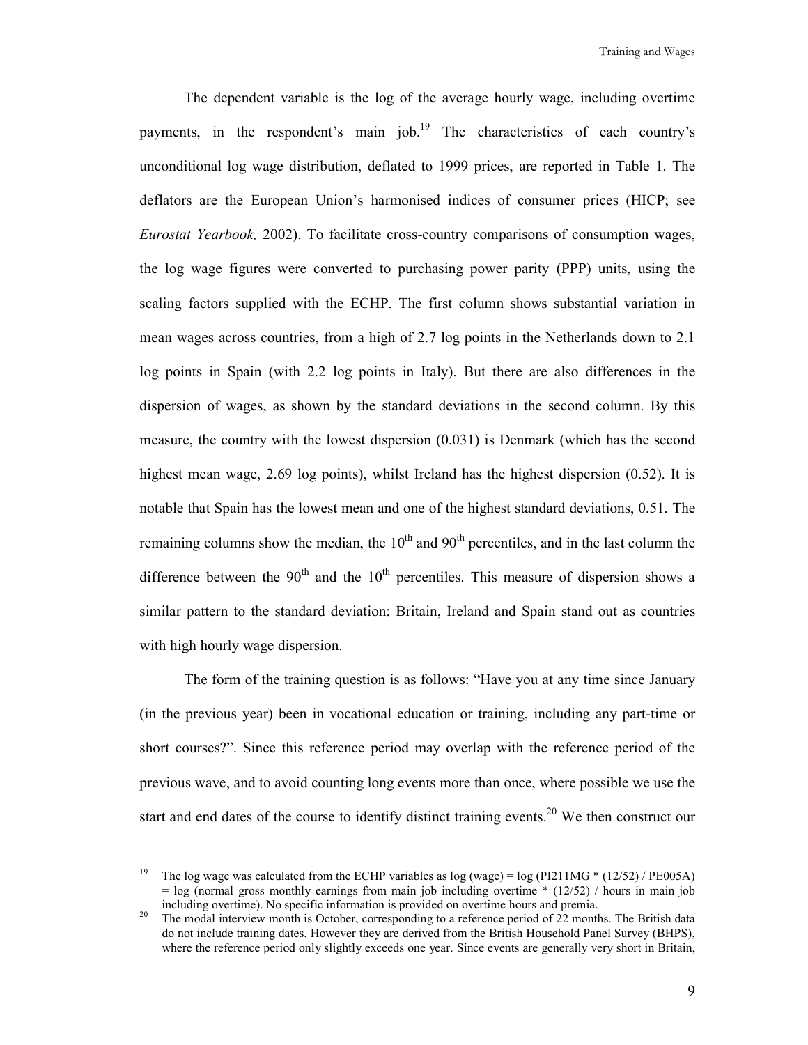The dependent variable is the log of the average hourly wage, including overtime payments, in the respondent's main job.[19] The characteristics of each country's unconditional log wage distribution, deflated to 1999 prices, are reported in Table 1. The deflators are the European Union's harmonised indices of consumer prices (HICP; see *Eurostat Yearbook,* 2002). To facilitate cross-country comparisons of consumption wages, the log wage figures were converted to purchasing power parity (PPP) units, using the scaling factors supplied with the ECHP. The first column shows substantial variation in mean wages across countries, from a high of 2.7 log points in the Netherlands down to 2.1 log points in Spain (with 2.2 log points in Italy). But there are also differences in the dispersion of wages, as shown by the standard deviations in the second column. By this measure, the country with the lowest dispersion (0.031) is Denmark (which has the second highest mean wage, 2.69 log points), whilst Ireland has the highest dispersion (0.52). It is notable that Spain has the lowest mean and one of the highest standard deviations, 0.51. The remaining columns show the median, the 10th and 90th percentiles, and in the last column the difference between the 90th and the 10th percentiles. This measure of dispersion shows a similar pattern to the standard deviation: Britain, Ireland and Spain stand out as countries with high hourly wage dispersion.

The form of the training question is as follows: "Have you at any time since January (in the previous year) been in vocational education or training, including any part-time or short courses?". Since this reference period may overlap with the reference period of the previous wave, and to avoid counting long events more than once, where possible we use the start and end dates of the course to identify distinct training events.[20] We then construct our

---

[19] The log wage was calculated from the ECHP variables as log (wage) = log (PI211MG * (12/52) / PE005A) = log (normal gross monthly earnings from main job including overtime * (12/52) / hours in main job including overtime). No specific information is provided on overtime hours and premia.

[20] The modal interview month is October, corresponding to a reference period of 22 months. The British data do not include training dates. However they are derived from the British Household Panel Survey (BHPS), where the reference period only slightly exceeds one year. Since events are generally very short in Britain,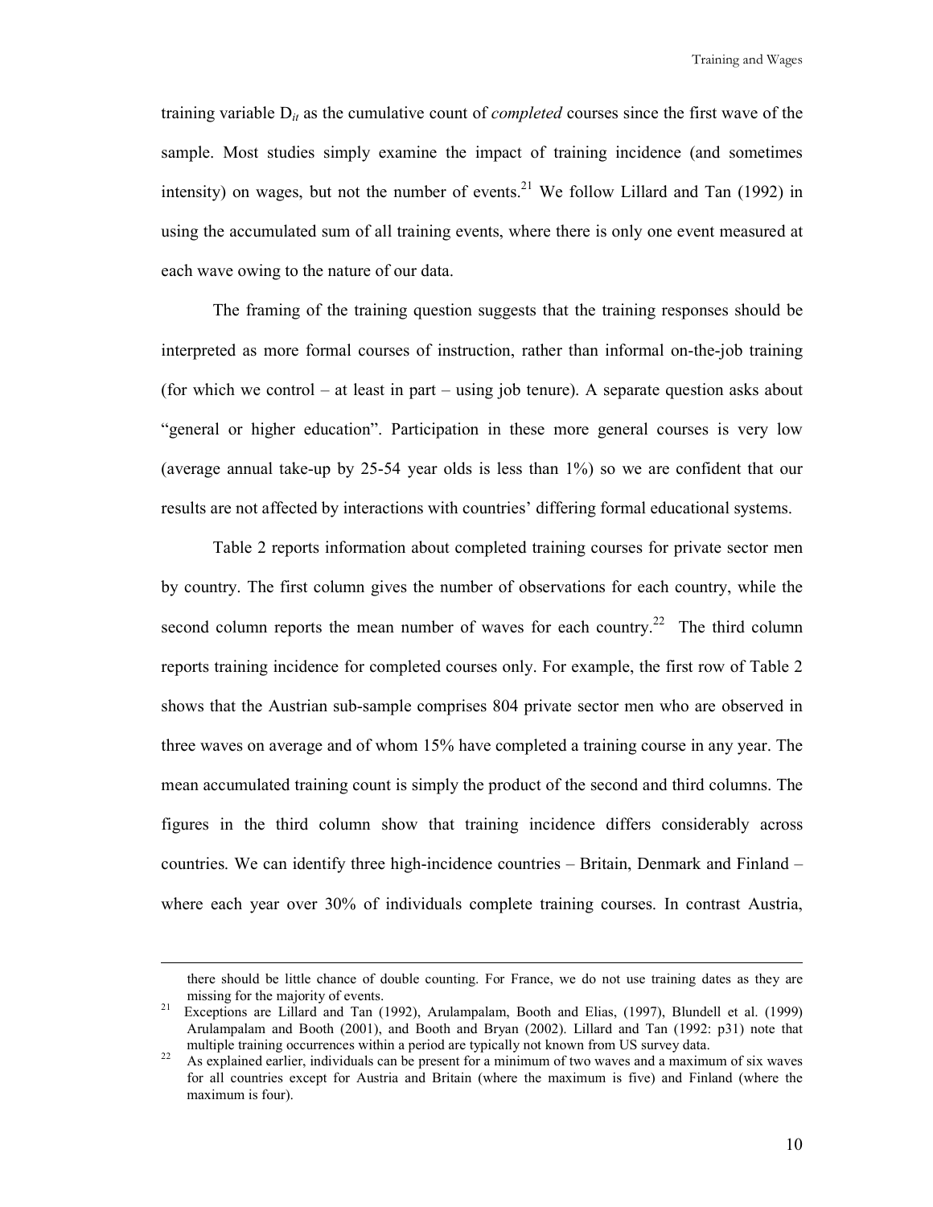training variable $D_{it}$ as the cumulative count of *completed* courses since the first wave of the sample. Most studies simply examine the impact of training incidence (and sometimes intensity) on wages, but not the number of events.[21] We follow Lillard and Tan (1992) in using the accumulated sum of all training events, where there is only one event measured at each wave owing to the nature of our data.

The framing of the training question suggests that the training responses should be interpreted as more formal courses of instruction, rather than informal on-the-job training (for which we control – at least in part – using job tenure). A separate question asks about "general or higher education". Participation in these more general courses is very low (average annual take-up by 25-54 year olds is less than 1%) so we are confident that our results are not affected by interactions with countries' differing formal educational systems.

Table 2 reports information about completed training courses for private sector men by country. The first column gives the number of observations for each country, while the second column reports the mean number of waves for each country.[22] The third column reports training incidence for completed courses only. For example, the first row of Table 2 shows that the Austrian sub-sample comprises 804 private sector men who are observed in three waves on average and of whom 15% have completed a training course in any year. The mean accumulated training count is simply the product of the second and third columns. The figures in the third column show that training incidence differs considerably across countries. We can identify three high-incidence countries – Britain, Denmark and Finland – where each year over 30% of individuals complete training courses. In contrast Austria,

---

there should be little chance of double counting. For France, we do not use training dates as they are missing for the majority of events.

[21] Exceptions are Lillard and Tan (1992), Arulampalam, Booth and Elias, (1997), Blundell et al. (1999) Arulampalam and Booth (2001), and Booth and Bryan (2002). Lillard and Tan (1992: p31) note that multiple training occurrences within a period are typically not known from US survey data.

[22] As explained earlier, individuals can be present for a minimum of two waves and a maximum of six waves for all countries except for Austria and Britain (where the maximum is five) and Finland (where the maximum is four).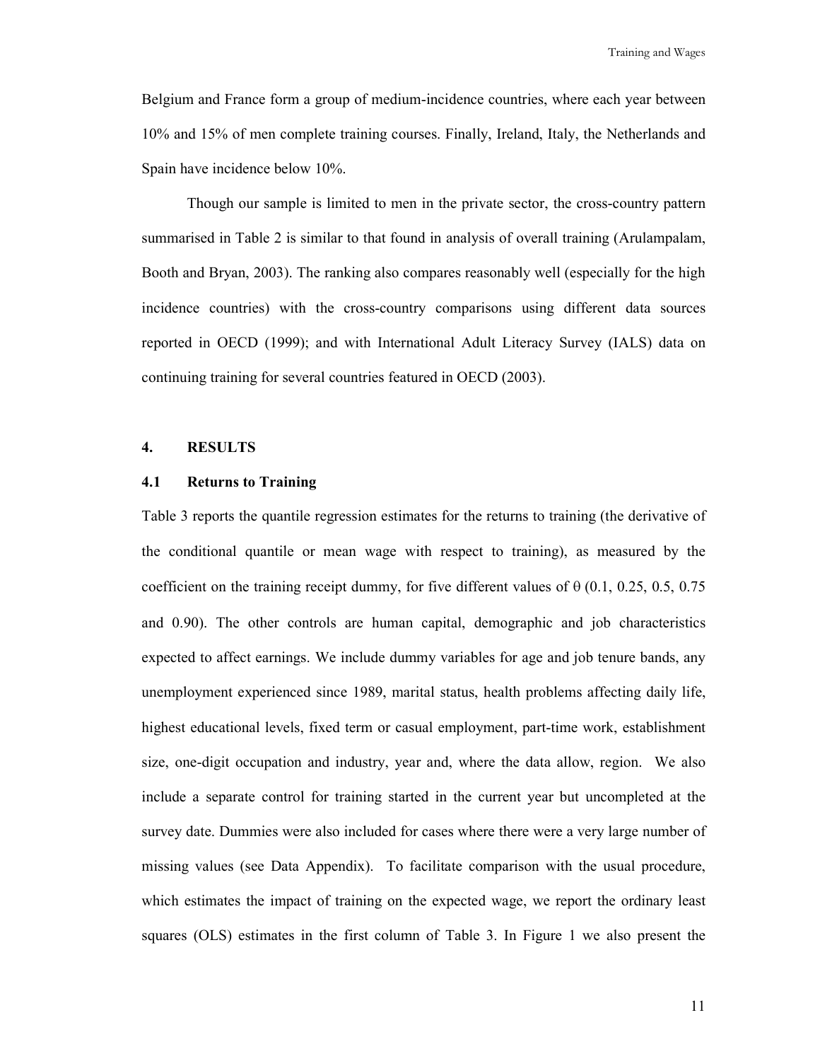Belgium and France form a group of medium-incidence countries, where each year between 10% and 15% of men complete training courses. Finally, Ireland, Italy, the Netherlands and Spain have incidence below 10%.

Though our sample is limited to men in the private sector, the cross-country pattern summarised in Table 2 is similar to that found in analysis of overall training (Arulampalam, Booth and Bryan, 2003). The ranking also compares reasonably well (especially for the high incidence countries) with the cross-country comparisons using different data sources reported in OECD (1999); and with International Adult Literacy Survey (IALS) data on continuing training for several countries featured in OECD (2003).

## 4. RESULTS

### 4.1 Returns to Training

Table 3 reports the quantile regression estimates for the returns to training (the derivative of the conditional quantile or mean wage with respect to training), as measured by the coefficient on the training receipt dummy, for five different values of θ (0.1, 0.25, 0.5, 0.75 and 0.90). The other controls are human capital, demographic and job characteristics expected to affect earnings. We include dummy variables for age and job tenure bands, any unemployment experienced since 1989, marital status, health problems affecting daily life, highest educational levels, fixed term or casual employment, part-time work, establishment size, one-digit occupation and industry, year and, where the data allow, region. We also include a separate control for training started in the current year but uncompleted at the survey date. Dummies were also included for cases where there were a very large number of missing values (see Data Appendix). To facilitate comparison with the usual procedure, which estimates the impact of training on the expected wage, we report the ordinary least squares (OLS) estimates in the first column of Table 3. In Figure 1 we also present the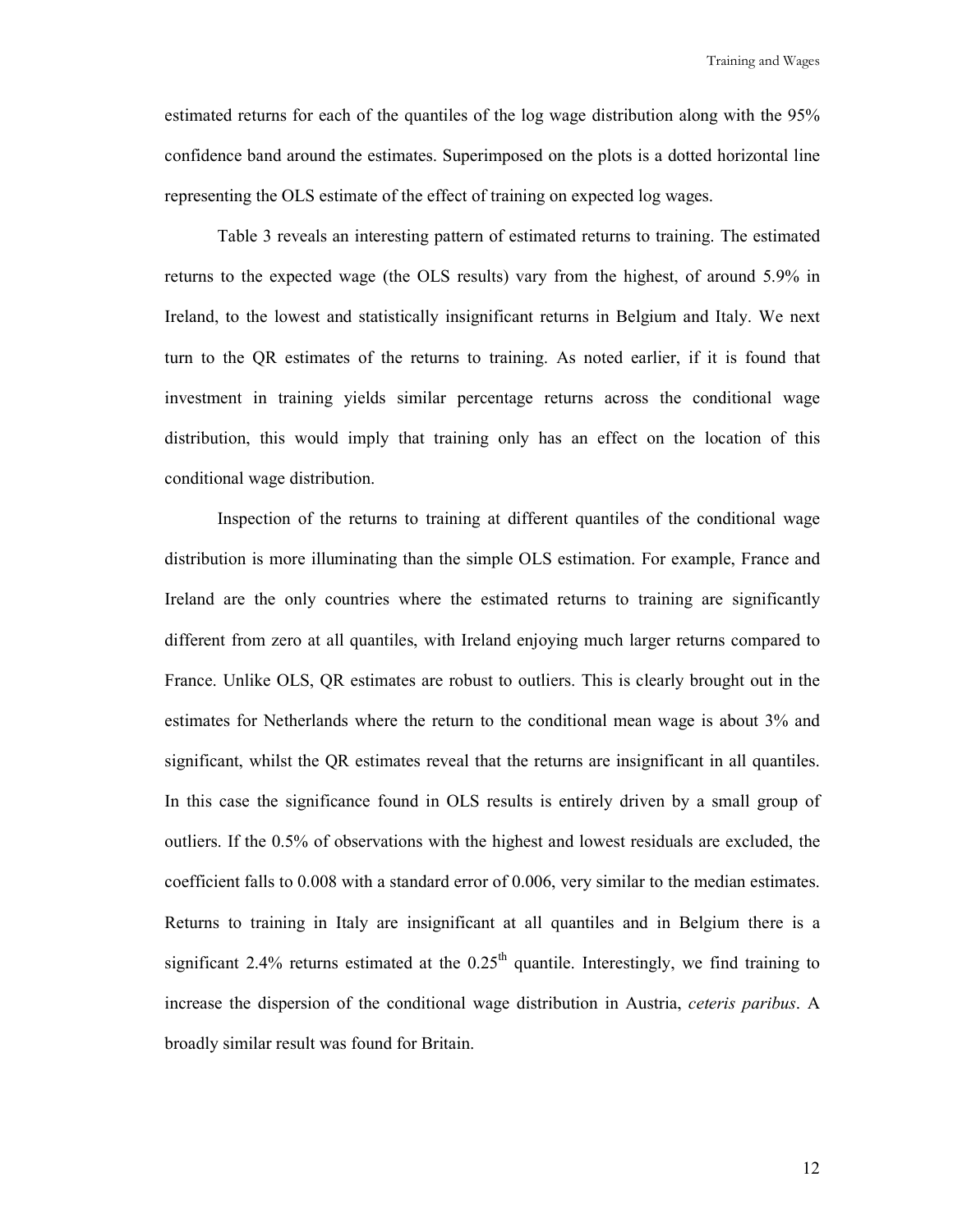estimated returns for each of the quantiles of the log wage distribution along with the 95% confidence band around the estimates. Superimposed on the plots is a dotted horizontal line representing the OLS estimate of the effect of training on expected log wages.

Table 3 reveals an interesting pattern of estimated returns to training. The estimated returns to the expected wage (the OLS results) vary from the highest, of around 5.9% in Ireland, to the lowest and statistically insignificant returns in Belgium and Italy. We next turn to the QR estimates of the returns to training. As noted earlier, if it is found that investment in training yields similar percentage returns across the conditional wage distribution, this would imply that training only has an effect on the location of this conditional wage distribution.

Inspection of the returns to training at different quantiles of the conditional wage distribution is more illuminating than the simple OLS estimation. For example, France and Ireland are the only countries where the estimated returns to training are significantly different from zero at all quantiles, with Ireland enjoying much larger returns compared to France. Unlike OLS, QR estimates are robust to outliers. This is clearly brought out in the estimates for Netherlands where the return to the conditional mean wage is about 3% and significant, whilst the QR estimates reveal that the returns are insignificant in all quantiles. In this case the significance found in OLS results is entirely driven by a small group of outliers. If the 0.5% of observations with the highest and lowest residuals are excluded, the coefficient falls to 0.008 with a standard error of 0.006, very similar to the median estimates. Returns to training in Italy are insignificant at all quantiles and in Belgium there is a significant 2.4% returns estimated at the $0.25^{th}$ quantile. Interestingly, we find training to increase the dispersion of the conditional wage distribution in Austria, *ceteris paribus*. A broadly similar result was found for Britain.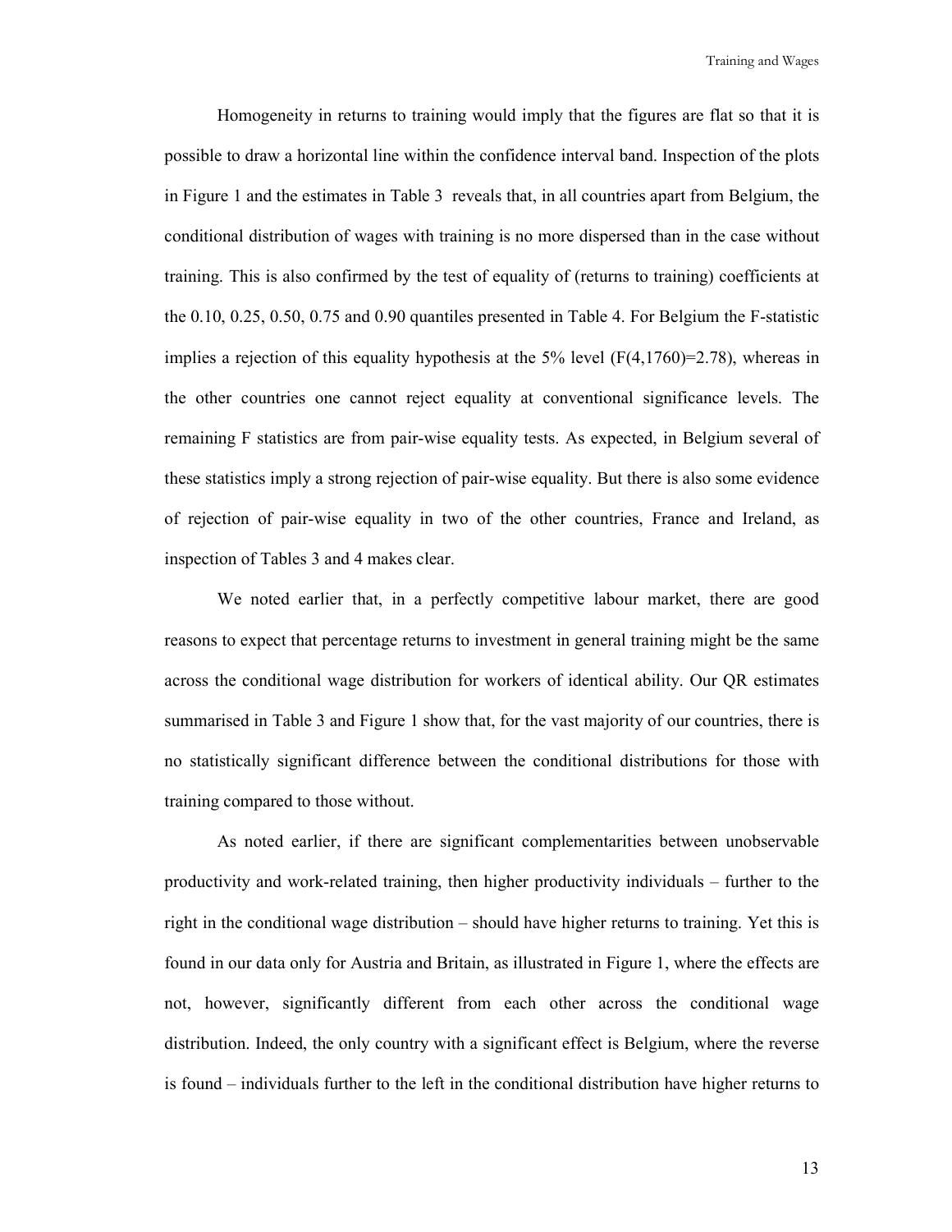Homogeneity in returns to training would imply that the figures are flat so that it is possible to draw a horizontal line within the confidence interval band. Inspection of the plots in Figure 1 and the estimates in Table 3 reveals that, in all countries apart from Belgium, the conditional distribution of wages with training is no more dispersed than in the case without training. This is also confirmed by the test of equality of (returns to training) coefficients at the 0.10, 0.25, 0.50, 0.75 and 0.90 quantiles presented in Table 4. For Belgium the F-statistic implies a rejection of this equality hypothesis at the 5% level ($F(4,1760)=2.78$), whereas in the other countries one cannot reject equality at conventional significance levels. The remaining F statistics are from pair-wise equality tests. As expected, in Belgium several of these statistics imply a strong rejection of pair-wise equality. But there is also some evidence of rejection of pair-wise equality in two of the other countries, France and Ireland, as inspection of Tables 3 and 4 makes clear.

We noted earlier that, in a perfectly competitive labour market, there are good reasons to expect that percentage returns to investment in general training might be the same across the conditional wage distribution for workers of identical ability. Our QR estimates summarised in Table 3 and Figure 1 show that, for the vast majority of our countries, there is no statistically significant difference between the conditional distributions for those with training compared to those without.

As noted earlier, if there are significant complementarities between unobservable productivity and work-related training, then higher productivity individuals – further to the right in the conditional wage distribution – should have higher returns to training. Yet this is found in our data only for Austria and Britain, as illustrated in Figure 1, where the effects are not, however, significantly different from each other across the conditional wage distribution. Indeed, the only country with a significant effect is Belgium, where the reverse is found – individuals further to the left in the conditional distribution have higher returns to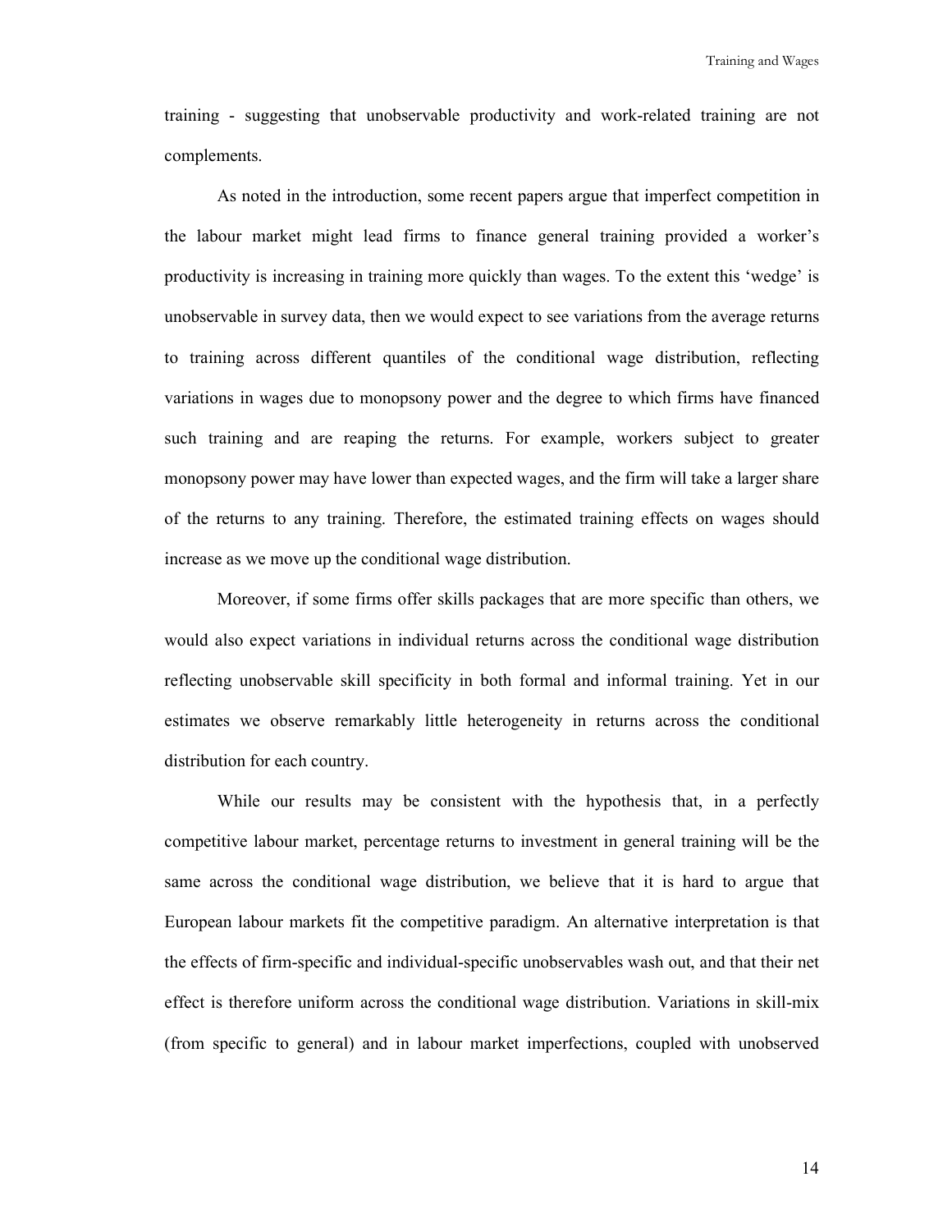training - suggesting that unobservable productivity and work-related training are not complements.

As noted in the introduction, some recent papers argue that imperfect competition in the labour market might lead firms to finance general training provided a worker's productivity is increasing in training more quickly than wages. To the extent this 'wedge' is unobservable in survey data, then we would expect to see variations from the average returns to training across different quantiles of the conditional wage distribution, reflecting variations in wages due to monopsony power and the degree to which firms have financed such training and are reaping the returns. For example, workers subject to greater monopsony power may have lower than expected wages, and the firm will take a larger share of the returns to any training. Therefore, the estimated training effects on wages should increase as we move up the conditional wage distribution.

Moreover, if some firms offer skills packages that are more specific than others, we would also expect variations in individual returns across the conditional wage distribution reflecting unobservable skill specificity in both formal and informal training. Yet in our estimates we observe remarkably little heterogeneity in returns across the conditional distribution for each country.

While our results may be consistent with the hypothesis that, in a perfectly competitive labour market, percentage returns to investment in general training will be the same across the conditional wage distribution, we believe that it is hard to argue that European labour markets fit the competitive paradigm. An alternative interpretation is that the effects of firm-specific and individual-specific unobservables wash out, and that their net effect is therefore uniform across the conditional wage distribution. Variations in skill-mix (from specific to general) and in labour market imperfections, coupled with unobserved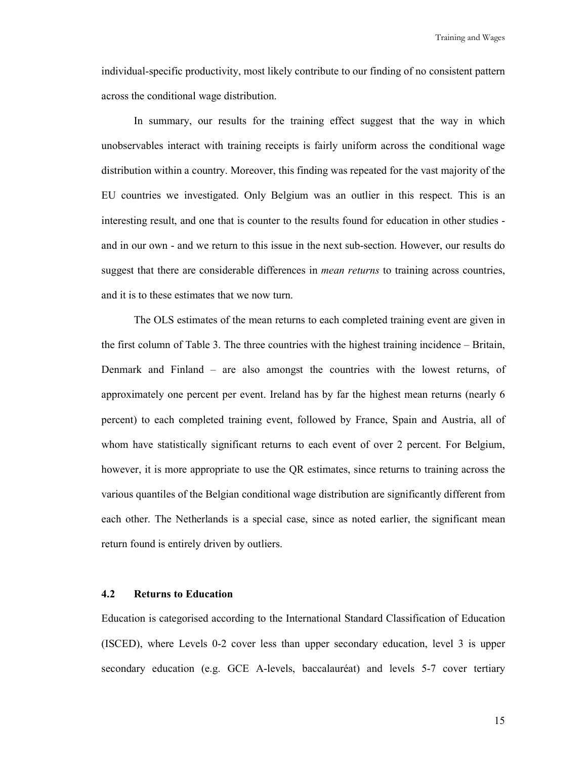individual-specific productivity, most likely contribute to our finding of no consistent pattern across the conditional wage distribution.

In summary, our results for the training effect suggest that the way in which unobservables interact with training receipts is fairly uniform across the conditional wage distribution within a country. Moreover, this finding was repeated for the vast majority of the EU countries we investigated. Only Belgium was an outlier in this respect. This is an interesting result, and one that is counter to the results found for education in other studies - and in our own - and we return to this issue in the next sub-section. However, our results do suggest that there are considerable differences in *mean returns* to training across countries, and it is to these estimates that we now turn.

The OLS estimates of the mean returns to each completed training event are given in the first column of Table 3. The three countries with the highest training incidence – Britain, Denmark and Finland – are also amongst the countries with the lowest returns, of approximately one percent per event. Ireland has by far the highest mean returns (nearly 6 percent) to each completed training event, followed by France, Spain and Austria, all of whom have statistically significant returns to each event of over 2 percent. For Belgium, however, it is more appropriate to use the QR estimates, since returns to training across the various quantiles of the Belgian conditional wage distribution are significantly different from each other. The Netherlands is a special case, since as noted earlier, the significant mean return found is entirely driven by outliers.

### 4.2 Returns to Education

Education is categorised according to the International Standard Classification of Education (ISCED), where Levels 0-2 cover less than upper secondary education, level 3 is upper secondary education (e.g. GCE A-levels, baccalauréat) and levels 5-7 cover tertiary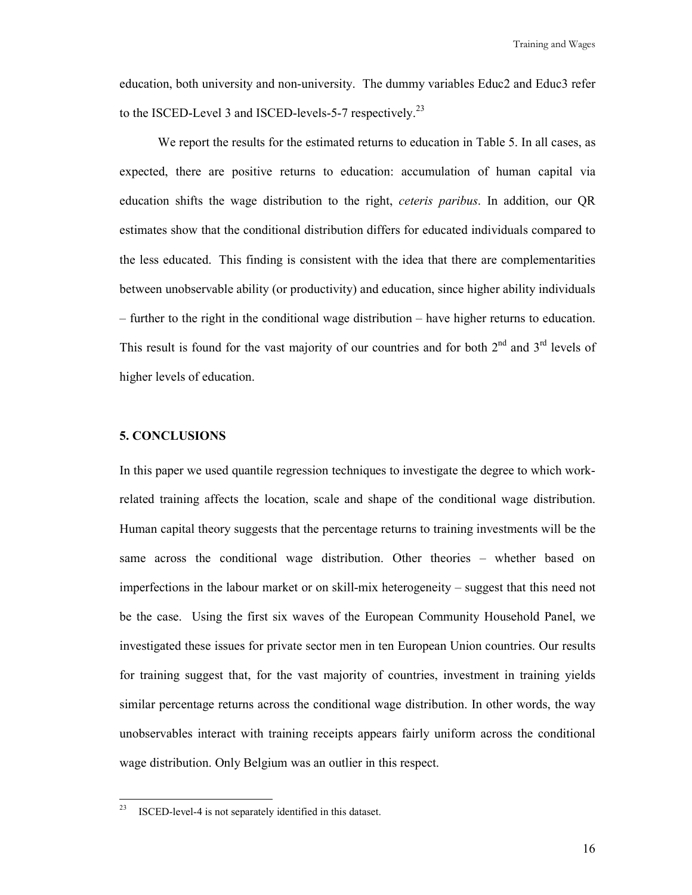education, both university and non-university. The dummy variables Educ2 and Educ3 refer to the ISCED-Level 3 and ISCED-levels-5-7 respectively.[23]

We report the results for the estimated returns to education in Table 5. In all cases, as expected, there are positive returns to education: accumulation of human capital via education shifts the wage distribution to the right, *ceteris paribus*. In addition, our QR estimates show that the conditional distribution differs for educated individuals compared to the less educated. This finding is consistent with the idea that there are complementarities between unobservable ability (or productivity) and education, since higher ability individuals – further to the right in the conditional wage distribution – have higher returns to education. This result is found for the vast majority of our countries and for both 2nd and 3rd levels of higher levels of education.

## 5. CONCLUSIONS

In this paper we used quantile regression techniques to investigate the degree to which work-related training affects the location, scale and shape of the conditional wage distribution. Human capital theory suggests that the percentage returns to training investments will be the same across the conditional wage distribution. Other theories – whether based on imperfections in the labour market or on skill-mix heterogeneity – suggest that this need not be the case. Using the first six waves of the European Community Household Panel, we investigated these issues for private sector men in ten European Union countries. Our results for training suggest that, for the vast majority of countries, investment in training yields similar percentage returns across the conditional wage distribution. In other words, the way unobservables interact with training receipts appears fairly uniform across the conditional wage distribution. Only Belgium was an outlier in this respect.

[23] ISCED-level-4 is not separately identified in this dataset.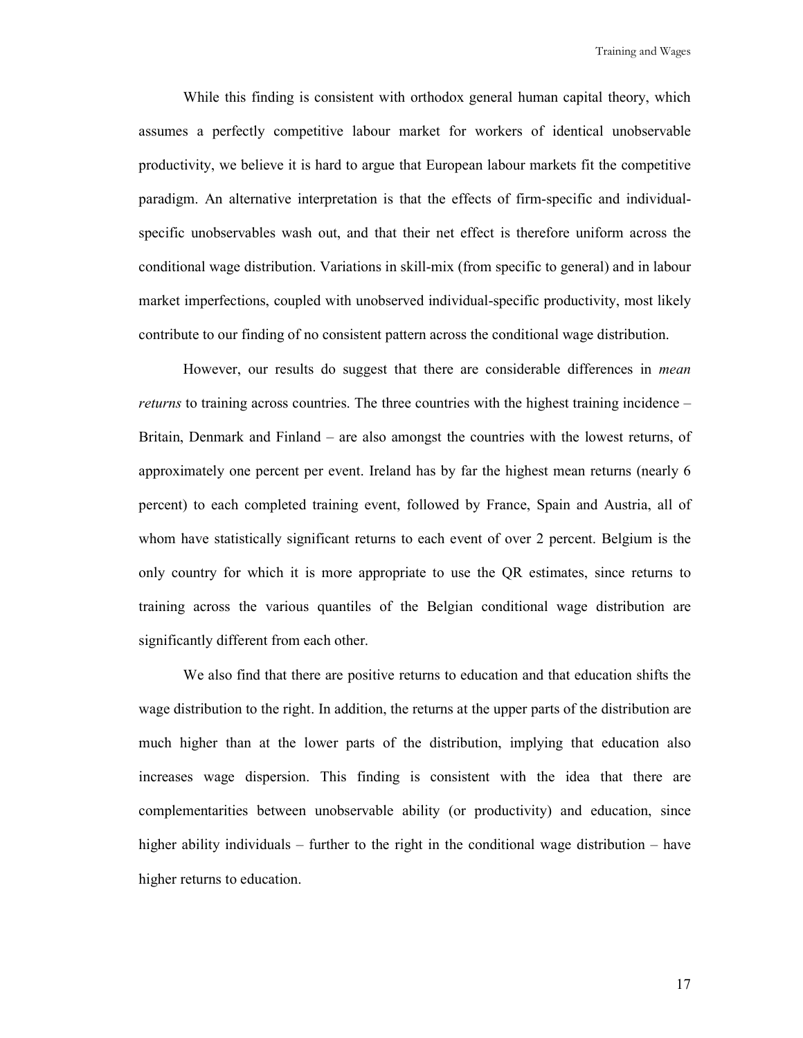While this finding is consistent with orthodox general human capital theory, which assumes a perfectly competitive labour market for workers of identical unobservable productivity, we believe it is hard to argue that European labour markets fit the competitive paradigm. An alternative interpretation is that the effects of firm-specific and individual-specific unobservables wash out, and that their net effect is therefore uniform across the conditional wage distribution. Variations in skill-mix (from specific to general) and in labour market imperfections, coupled with unobserved individual-specific productivity, most likely contribute to our finding of no consistent pattern across the conditional wage distribution.

However, our results do suggest that there are considerable differences in *mean returns* to training across countries. The three countries with the highest training incidence – Britain, Denmark and Finland – are also amongst the countries with the lowest returns, of approximately one percent per event. Ireland has by far the highest mean returns (nearly 6 percent) to each completed training event, followed by France, Spain and Austria, all of whom have statistically significant returns to each event of over 2 percent. Belgium is the only country for which it is more appropriate to use the QR estimates, since returns to training across the various quantiles of the Belgian conditional wage distribution are significantly different from each other.

We also find that there are positive returns to education and that education shifts the wage distribution to the right. In addition, the returns at the upper parts of the distribution are much higher than at the lower parts of the distribution, implying that education also increases wage dispersion. This finding is consistent with the idea that there are complementarities between unobservable ability (or productivity) and education, since higher ability individuals – further to the right in the conditional wage distribution – have higher returns to education.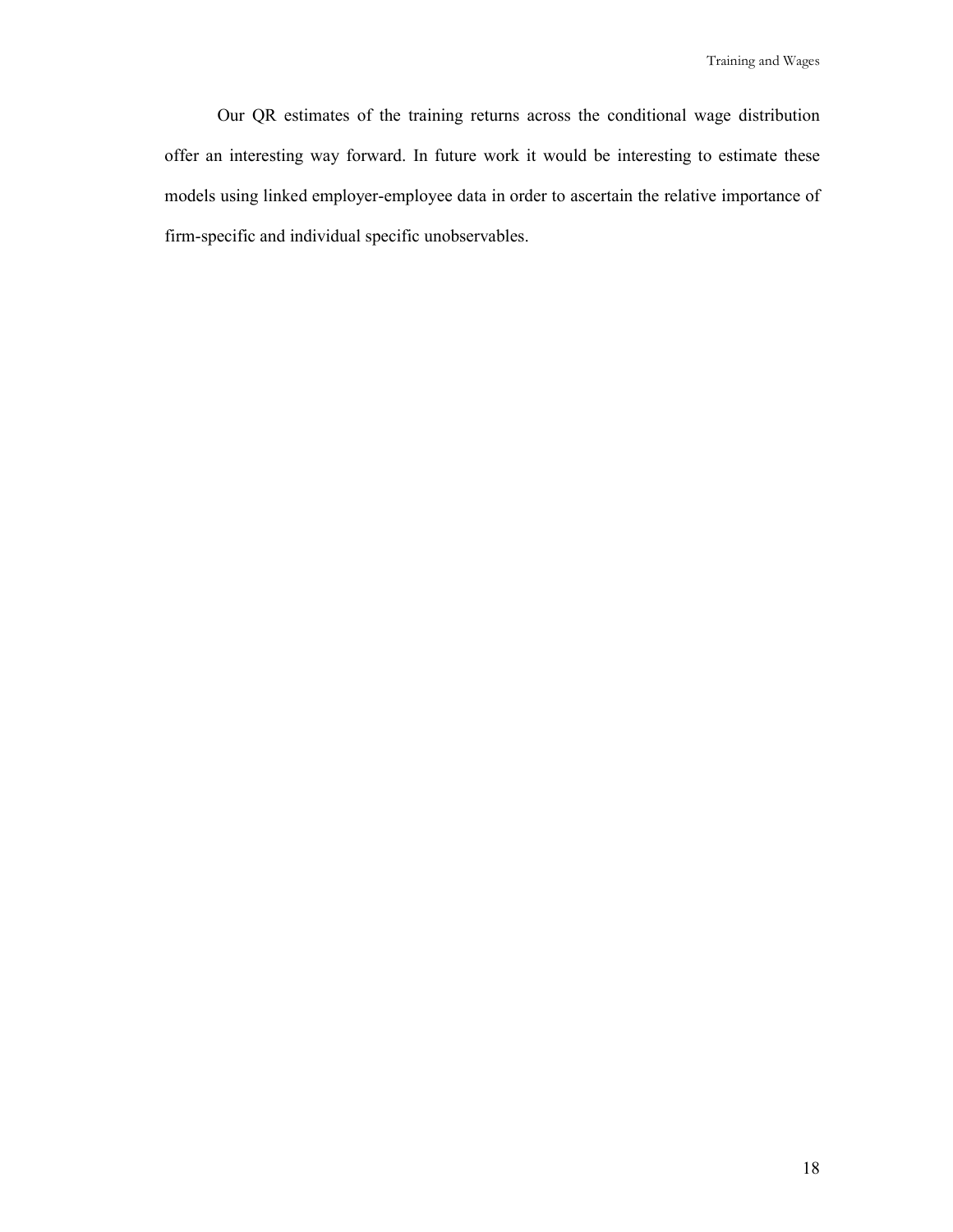Our QR estimates of the training returns across the conditional wage distribution offer an interesting way forward. In future work it would be interesting to estimate these models using linked employer-employee data in order to ascertain the relative importance of firm-specific and individual specific unobservables.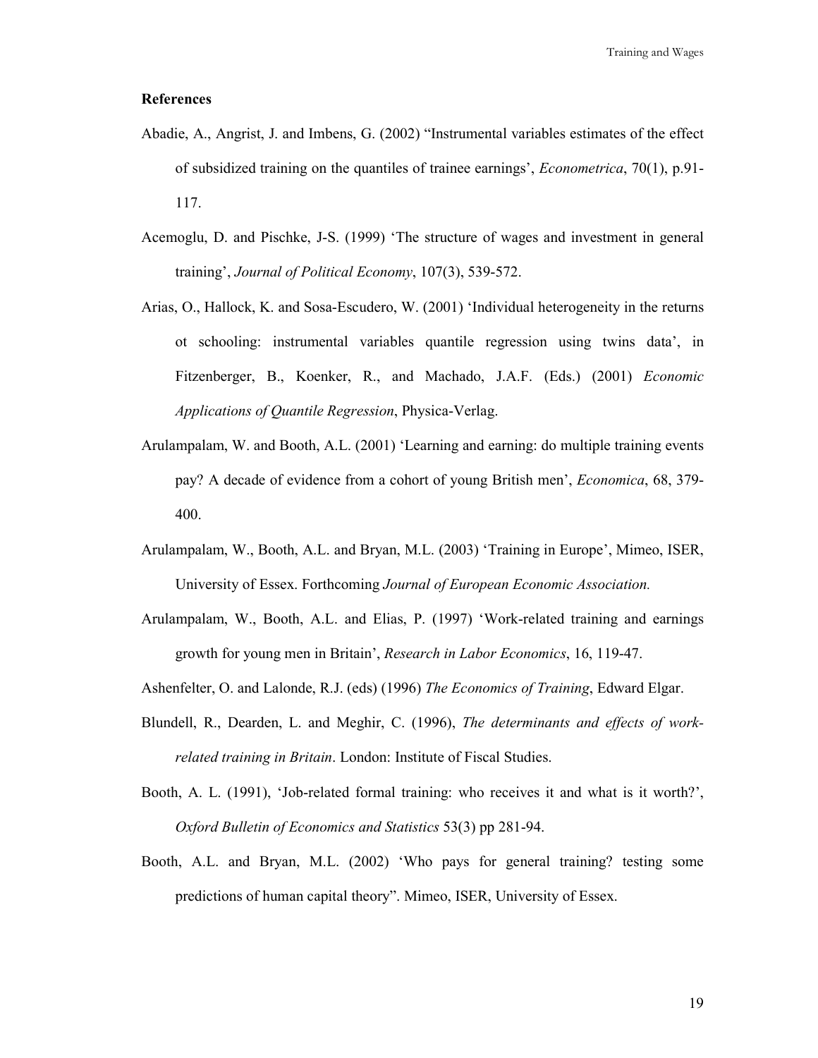**References**

Abadie, A., Angrist, J. and Imbens, G. (2002) "Instrumental variables estimates of the effect of subsidized training on the quantiles of trainee earnings', *Econometrica*, 70(1), p.91-117.

Acemoglu, D. and Pischke, J-S. (1999) 'The structure of wages and investment in general training', *Journal of Political Economy*, 107(3), 539-572.

Arias, O., Hallock, K. and Sosa-Escudero, W. (2001) 'Individual heterogeneity in the returns ot schooling: instrumental variables quantile regression using twins data', in Fitzenberger, B., Koenker, R., and Machado, J.A.F. (Eds.) (2001) *Economic Applications of Quantile Regression*, Physica-Verlag.

Arulampalam, W. and Booth, A.L. (2001) 'Learning and earning: do multiple training events pay? A decade of evidence from a cohort of young British men', *Economica*, 68, 379-400.

Arulampalam, W., Booth, A.L. and Bryan, M.L. (2003) 'Training in Europe', Mimeo, ISER, University of Essex. Forthcoming *Journal of European Economic Association.*

Arulampalam, W., Booth, A.L. and Elias, P. (1997) 'Work-related training and earnings growth for young men in Britain', *Research in Labor Economics*, 16, 119-47.

Ashenfelter, O. and Lalonde, R.J. (eds) (1996) *The Economics of Training*, Edward Elgar.

Blundell, R., Dearden, L. and Meghir, C. (1996), *The determinants and effects of work-related training in Britain*. London: Institute of Fiscal Studies.

Booth, A. L. (1991), 'Job-related formal training: who receives it and what is it worth?', *Oxford Bulletin of Economics and Statistics* 53(3) pp 281-94.

Booth, A.L. and Bryan, M.L. (2002) 'Who pays for general training? testing some predictions of human capital theory". Mimeo, ISER, University of Essex.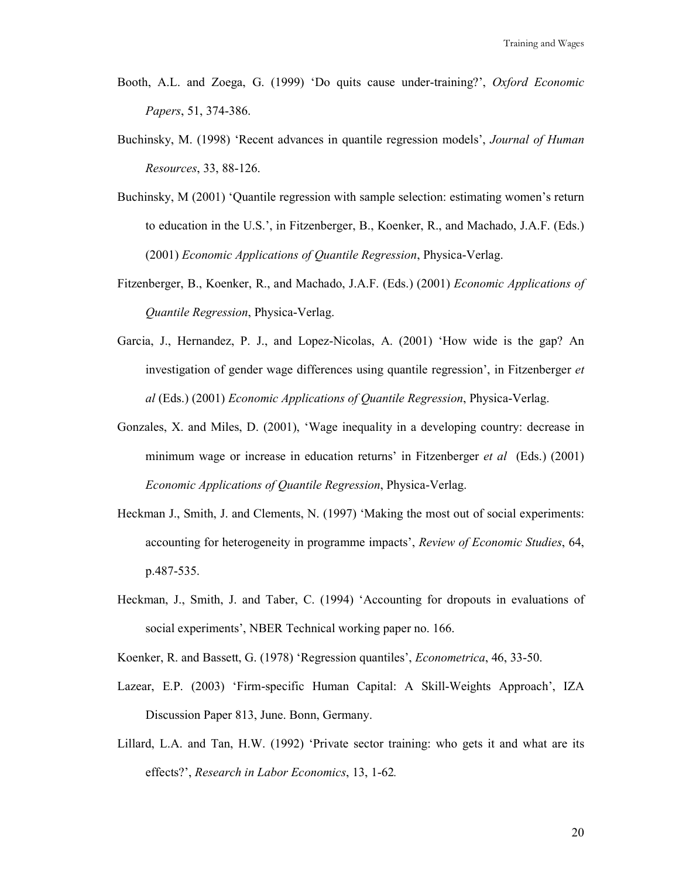Booth, A.L. and Zoega, G. (1999) 'Do quits cause under-training?', *Oxford Economic Papers*, 51, 374-386.

Buchinsky, M. (1998) 'Recent advances in quantile regression models', *Journal of Human Resources*, 33, 88-126.

Buchinsky, M (2001) 'Quantile regression with sample selection: estimating women's return to education in the U.S.', in Fitzenberger, B., Koenker, R., and Machado, J.A.F. (Eds.) (2001) *Economic Applications of Quantile Regression*, Physica-Verlag.

Fitzenberger, B., Koenker, R., and Machado, J.A.F. (Eds.) (2001) *Economic Applications of Quantile Regression*, Physica-Verlag.

Garcia, J., Hernandez, P. J., and Lopez-Nicolas, A. (2001) 'How wide is the gap? An investigation of gender wage differences using quantile regression', in Fitzenberger *et al* (Eds.) (2001) *Economic Applications of Quantile Regression*, Physica-Verlag.

Gonzales, X. and Miles, D. (2001), 'Wage inequality in a developing country: decrease in minimum wage or increase in education returns' in Fitzenberger *et al* (Eds.) (2001) *Economic Applications of Quantile Regression*, Physica-Verlag.

Heckman J., Smith, J. and Clements, N. (1997) 'Making the most out of social experiments: accounting for heterogeneity in programme impacts', *Review of Economic Studies*, 64, p.487-535.

Heckman, J., Smith, J. and Taber, C. (1994) 'Accounting for dropouts in evaluations of social experiments', NBER Technical working paper no. 166.

Koenker, R. and Bassett, G. (1978) 'Regression quantiles', *Econometrica*, 46, 33-50.

Lazear, E.P. (2003) 'Firm-specific Human Capital: A Skill-Weights Approach', IZA Discussion Paper 813, June. Bonn, Germany.

Lillard, L.A. and Tan, H.W. (1992) 'Private sector training: who gets it and what are its effects?', *Research in Labor Economics*, 13, 1-62.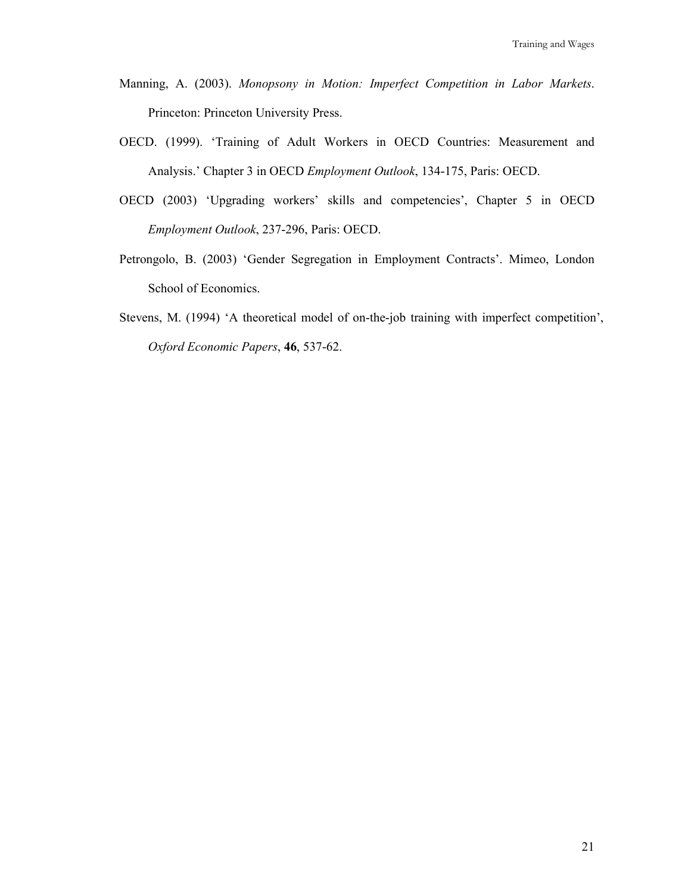Manning, A. (2003). *Monopsony in Motion: Imperfect Competition in Labor Markets*. Princeton: Princeton University Press.

OECD. (1999). 'Training of Adult Workers in OECD Countries: Measurement and Analysis.' Chapter 3 in OECD *Employment Outlook*, 134-175, Paris: OECD.

OECD (2003) 'Upgrading workers' skills and competencies', Chapter 5 in OECD *Employment Outlook*, 237-296, Paris: OECD.

Petrongolo, B. (2003) 'Gender Segregation in Employment Contracts'. Mimeo, London School of Economics.

Stevens, M. (1994) 'A theoretical model of on-the-job training with imperfect competition', *Oxford Economic Papers*, **46**, 537-62.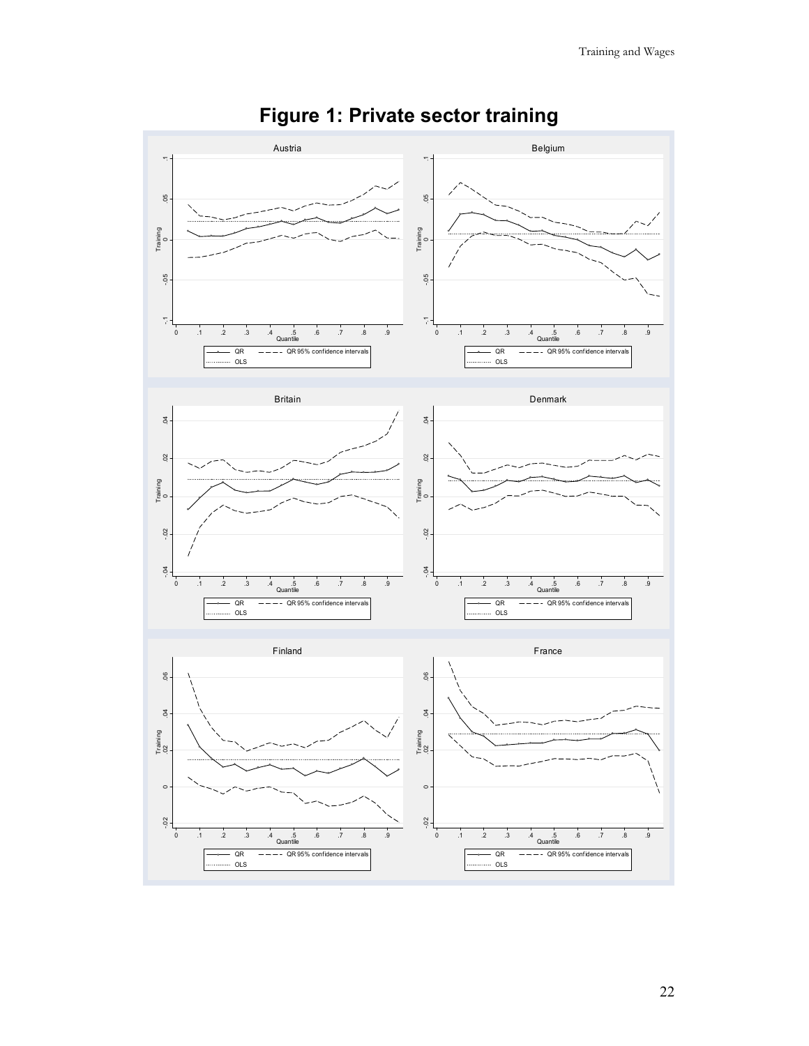# Figure 1: Private sector training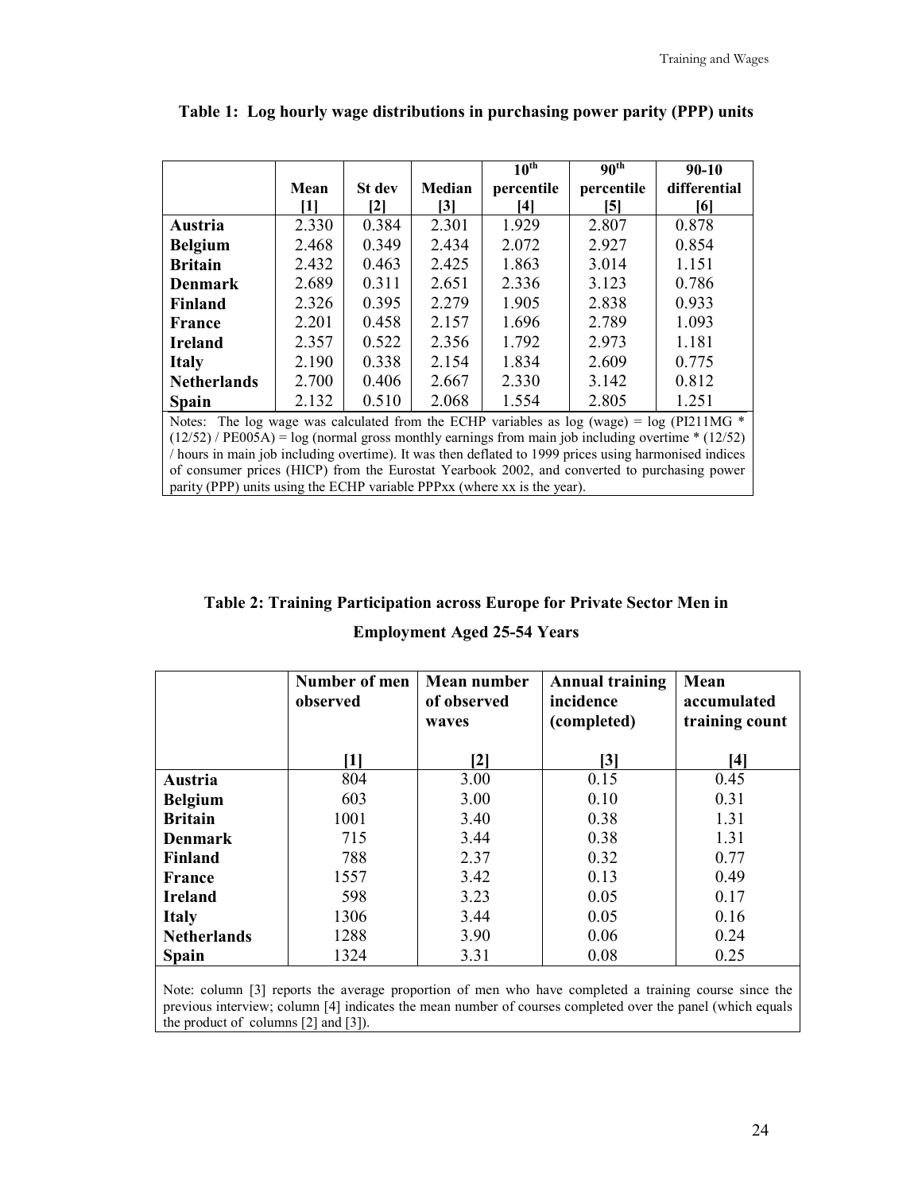**Table 1: Log hourly wage distributions in purchasing power parity (PPP) units**

| | Mean [1] | St dev [2] | Median [3] | 10th percentile [4] | 90th percentile [5] | 90-10 differential [6] |
|---|---|---|---|---|---|---|
| **Austria** | 2.330 | 0.384 | 2.301 | 1.929 | 2.807 | 0.878 |
| **Belgium** | 2.468 | 0.349 | 2.434 | 2.072 | 2.927 | 0.854 |
| **Britain** | 2.432 | 0.463 | 2.425 | 1.863 | 3.014 | 1.151 |
| **Denmark** | 2.689 | 0.311 | 2.651 | 2.336 | 3.123 | 0.786 |
| **Finland** | 2.326 | 0.395 | 2.279 | 1.905 | 2.838 | 0.933 |
| **France** | 2.201 | 0.458 | 2.157 | 1.696 | 2.789 | 1.093 |
| **Ireland** | 2.357 | 0.522 | 2.356 | 1.792 | 2.973 | 1.181 |
| **Italy** | 2.190 | 0.338 | 2.154 | 1.834 | 2.609 | 0.775 |
| **Netherlands** | 2.700 | 0.406 | 2.667 | 2.330 | 3.142 | 0.812 |
| **Spain** | 2.132 | 0.510 | 2.068 | 1.554 | 2.805 | 1.251 |

Notes: The log wage was calculated from the ECHP variables as log (wage) = log (PI211MG * (12/52) / PE005A) = log (normal gross monthly earnings from main job including overtime * (12/52) / hours in main job including overtime). It was then deflated to 1999 prices using harmonised indices of consumer prices (HICP) from the Eurostat Yearbook 2002, and converted to purchasing power parity (PPP) units using the ECHP variable PPPxx (where xx is the year).

**Table 2: Training Participation across Europe for Private Sector Men in Employment Aged 25-54 Years**

| | Number of men observed [1] | Mean number of observed waves [2] | Annual training incidence (completed) [3] | Mean accumulated training count [4] |
|---|---|---|---|---|
| **Austria** | 804 | 3.00 | 0.15 | 0.45 |
| **Belgium** | 603 | 3.00 | 0.10 | 0.31 |
| **Britain** | 1001 | 3.40 | 0.38 | 1.31 |
| **Denmark** | 715 | 3.44 | 0.38 | 1.31 |
| **Finland** | 788 | 2.37 | 0.32 | 0.77 |
| **France** | 1557 | 3.42 | 0.13 | 0.49 |
| **Ireland** | 598 | 3.23 | 0.05 | 0.17 |
| **Italy** | 1306 | 3.44 | 0.05 | 0.16 |
| **Netherlands** | 1288 | 3.90 | 0.06 | 0.24 |
| **Spain** | 1324 | 3.31 | 0.08 | 0.25 |

Note: column [3] reports the average proportion of men who have completed a training course since the previous interview; column [4] indicates the mean number of courses completed over the panel (which equals the product of columns [2] and [3]).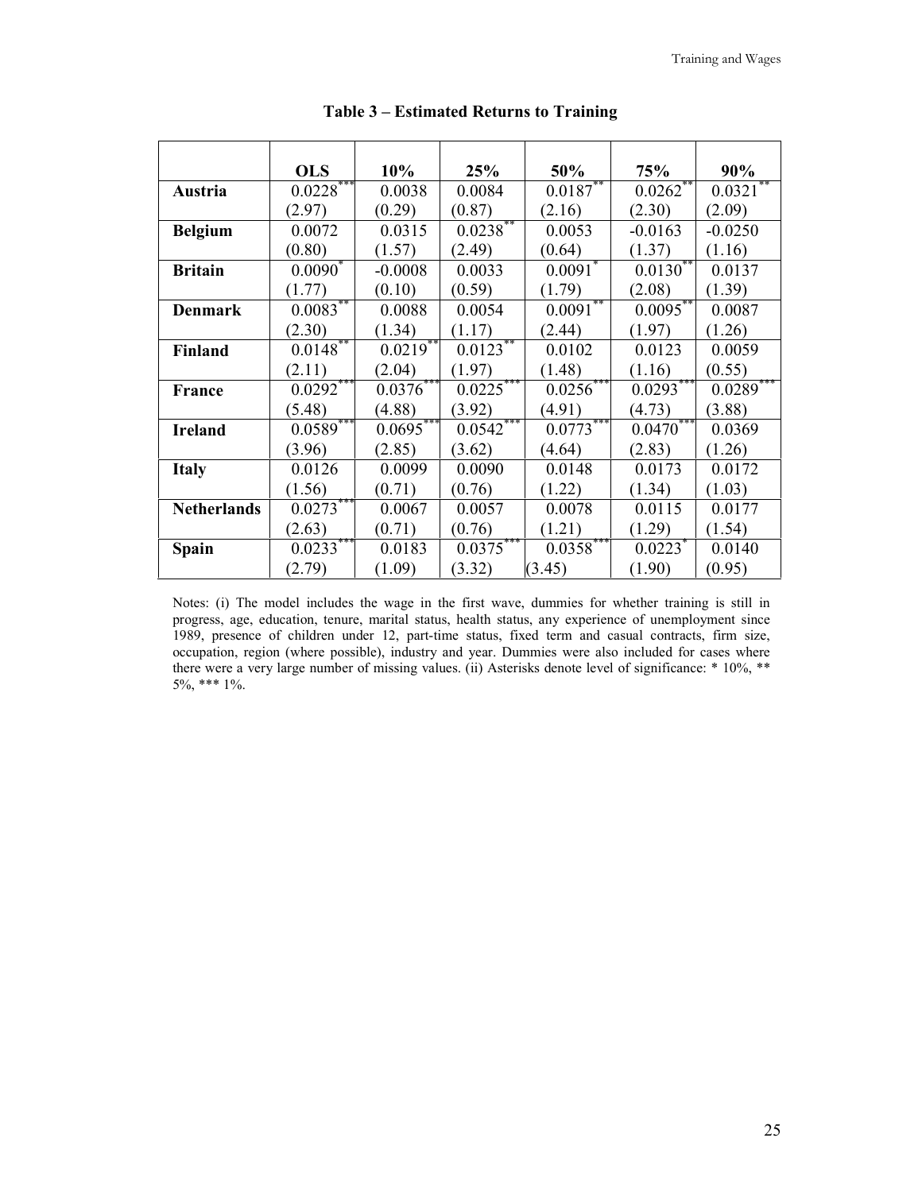**Table 3 – Estimated Returns to Training**

| | **OLS** | **10%** | **25%** | **50%** | **75%** | **90%** |
|---|---|---|---|---|---|---|
| **Austria** | 0.0228*** | 0.0038 | 0.0084 | 0.0187** | 0.0262** | 0.0321** |
| | (2.97) | (0.29) | (0.87) | (2.16) | (2.30) | (2.09) |
| **Belgium** | 0.0072 | 0.0315 | 0.0238** | 0.0053 | -0.0163 | -0.0250 |
| | (0.80) | (1.57) | (2.49) | (0.64) | (1.37) | (1.16) |
| **Britain** | 0.0090* | -0.0008 | 0.0033 | 0.0091* | 0.0130** | 0.0137 |
| | (1.77) | (0.10) | (0.59) | (1.79) | (2.08) | (1.39) |
| **Denmark** | 0.0083** | 0.0088 | 0.0054 | 0.0091** | 0.0095** | 0.0087 |
| | (2.30) | (1.34) | (1.17) | (2.44) | (1.97) | (1.26) |
| **Finland** | 0.0148** | 0.0219** | 0.0123** | 0.0102 | 0.0123 | 0.0059 |
| | (2.11) | (2.04) | (1.97) | (1.48) | (1.16) | (0.55) |
| **France** | 0.0292*** | 0.0376*** | 0.0225*** | 0.0256*** | 0.0293*** | 0.0289*** |
| | (5.48) | (4.88) | (3.92) | (4.91) | (4.73) | (3.88) |
| **Ireland** | 0.0589*** | 0.0695*** | 0.0542*** | 0.0773*** | 0.0470*** | 0.0369 |
| | (3.96) | (2.85) | (3.62) | (4.64) | (2.83) | (1.26) |
| **Italy** | 0.0126 | 0.0099 | 0.0090 | 0.0148 | 0.0173 | 0.0172 |
| | (1.56) | (0.71) | (0.76) | (1.22) | (1.34) | (1.03) |
| **Netherlands** | 0.0273*** | 0.0067 | 0.0057 | 0.0078 | 0.0115 | 0.0177 |
| | (2.63) | (0.71) | (0.76) | (1.21) | (1.29) | (1.54) |
| **Spain** | 0.0233*** | 0.0183 | 0.0375*** | 0.0358*** | 0.0223* | 0.0140 |
| | (2.79) | (1.09) | (3.32) | (3.45) | (1.90) | (0.95) |

Notes: (i) The model includes the wage in the first wave, dummies for whether training is still in progress, age, education, tenure, marital status, health status, any experience of unemployment since 1989, presence of children under 12, part-time status, fixed term and casual contracts, firm size, occupation, region (where possible), industry and year. Dummies were also included for cases where there were a very large number of missing values. (ii) Asterisks denote level of significance: * 10%, ** 5%, *** 1%.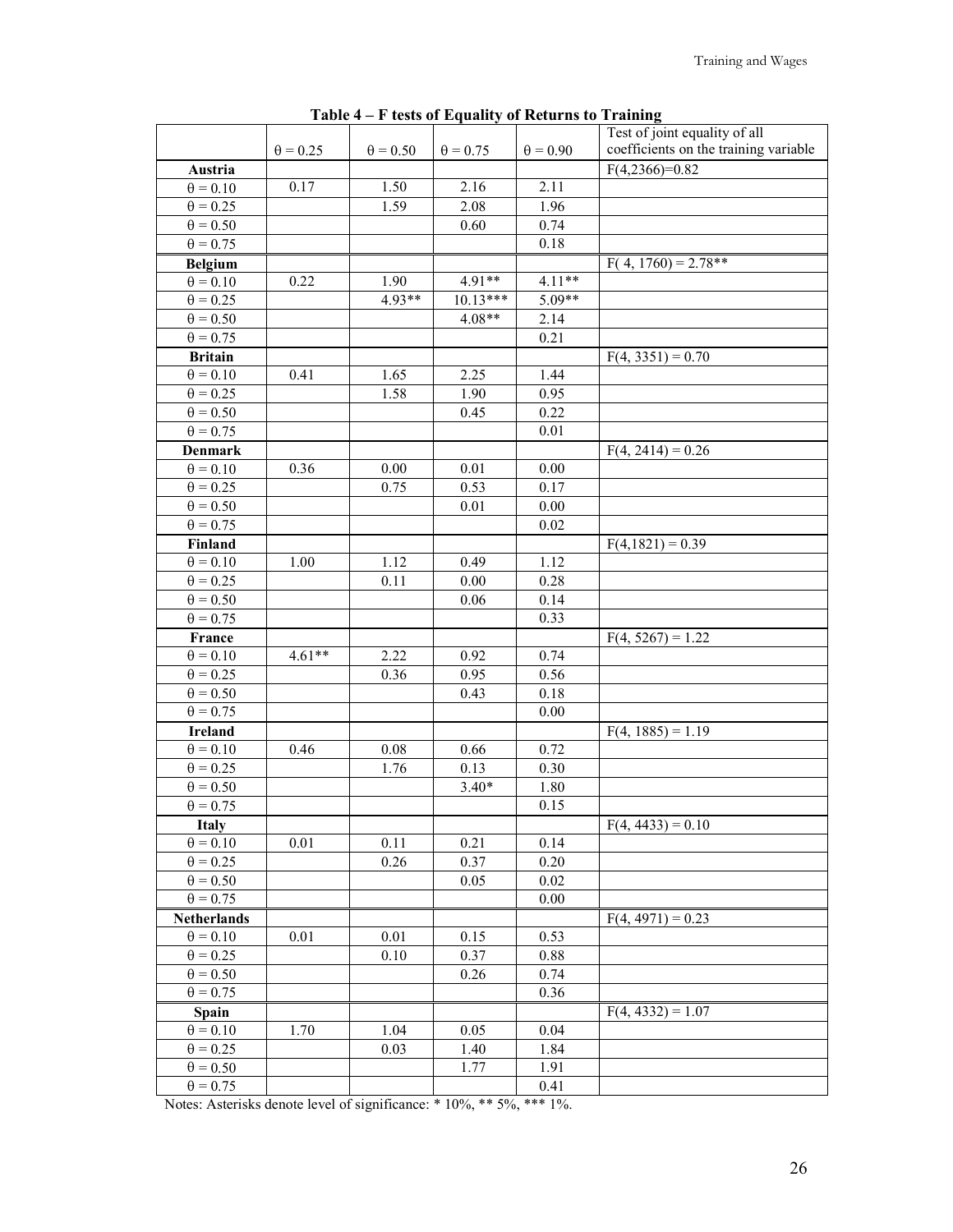**Table 4 – F tests of Equality of Returns to Training**

| | $\theta = 0.25$ | $\theta = 0.50$ | $\theta = 0.75$ | $\theta = 0.90$ | Test of joint equality of all coefficients on the training variable |
|---|---|---|---|---|---|
| **Austria** | | | | | F(4,2366)=0.82 |
| $\theta = 0.10$ | 0.17 | 1.50 | 2.16 | 2.11 | |
| $\theta = 0.25$ | | 1.59 | 2.08 | 1.96 | |
| $\theta = 0.50$ | | | 0.60 | 0.74 | |
| $\theta = 0.75$ | | | | 0.18 | |
| **Belgium** | | | | | F( 4, 1760) = 2.78** |
| $\theta = 0.10$ | 0.22 | 1.90 | 4.91** | 4.11** | |
| $\theta = 0.25$ | | 4.93** | 10.13*** | 5.09** | |
| $\theta = 0.50$ | | | 4.08** | 2.14 | |
| $\theta = 0.75$ | | | | 0.21 | |
| **Britain** | | | | | F(4, 3351) = 0.70 |
| $\theta = 0.10$ | 0.41 | 1.65 | 2.25 | 1.44 | |
| $\theta = 0.25$ | | 1.58 | 1.90 | 0.95 | |
| $\theta = 0.50$ | | | 0.45 | 0.22 | |
| $\theta = 0.75$ | | | | 0.01 | |
| **Denmark** | | | | | F(4, 2414) = 0.26 |
| $\theta = 0.10$ | 0.36 | 0.00 | 0.01 | 0.00 | |
| $\theta = 0.25$ | | 0.75 | 0.53 | 0.17 | |
| $\theta = 0.50$ | | | 0.01 | 0.00 | |
| $\theta = 0.75$ | | | | 0.02 | |
| **Finland** | | | | | F(4,1821) = 0.39 |
| $\theta = 0.10$ | 1.00 | 1.12 | 0.49 | 1.12 | |
| $\theta = 0.25$ | | 0.11 | 0.00 | 0.28 | |
| $\theta = 0.50$ | | | 0.06 | 0.14 | |
| $\theta = 0.75$ | | | | 0.33 | |
| **France** | | | | | F(4, 5267) = 1.22 |
| $\theta = 0.10$ | 4.61** | 2.22 | 0.92 | 0.74 | |
| $\theta = 0.25$ | | 0.36 | 0.95 | 0.56 | |
| $\theta = 0.50$ | | | 0.43 | 0.18 | |
| $\theta = 0.75$ | | | | 0.00 | |
| **Ireland** | | | | | F(4, 1885) = 1.19 |
| $\theta = 0.10$ | 0.46 | 0.08 | 0.66 | 0.72 | |
| $\theta = 0.25$ | | 1.76 | 0.13 | 0.30 | |
| $\theta = 0.50$ | | | 3.40* | 1.80 | |
| $\theta = 0.75$ | | | | 0.15 | |
| **Italy** | | | | | F(4, 4433) = 0.10 |
| $\theta = 0.10$ | 0.01 | 0.11 | 0.21 | 0.14 | |
| $\theta = 0.25$ | | 0.26 | 0.37 | 0.20 | |
| $\theta = 0.50$ | | | 0.05 | 0.02 | |
| $\theta = 0.75$ | | | | 0.00 | |
| **Netherlands** | | | | | F(4, 4971) = 0.23 |
| $\theta = 0.10$ | 0.01 | 0.01 | 0.15 | 0.53 | |
| $\theta = 0.25$ | | 0.10 | 0.37 | 0.88 | |
| $\theta = 0.50$ | | | 0.26 | 0.74 | |
| $\theta = 0.75$ | | | | 0.36 | |
| **Spain** | | | | | F(4, 4332) = 1.07 |
| $\theta = 0.10$ | 1.70 | 1.04 | 0.05 | 0.04 | |
| $\theta = 0.25$ | | 0.03 | 1.40 | 1.84 | |
| $\theta = 0.50$ | | | 1.77 | 1.91 | |
| $\theta = 0.75$ | | | | 0.41 | |

Notes: Asterisks denote level of significance: * 10%, ** 5%, *** 1%.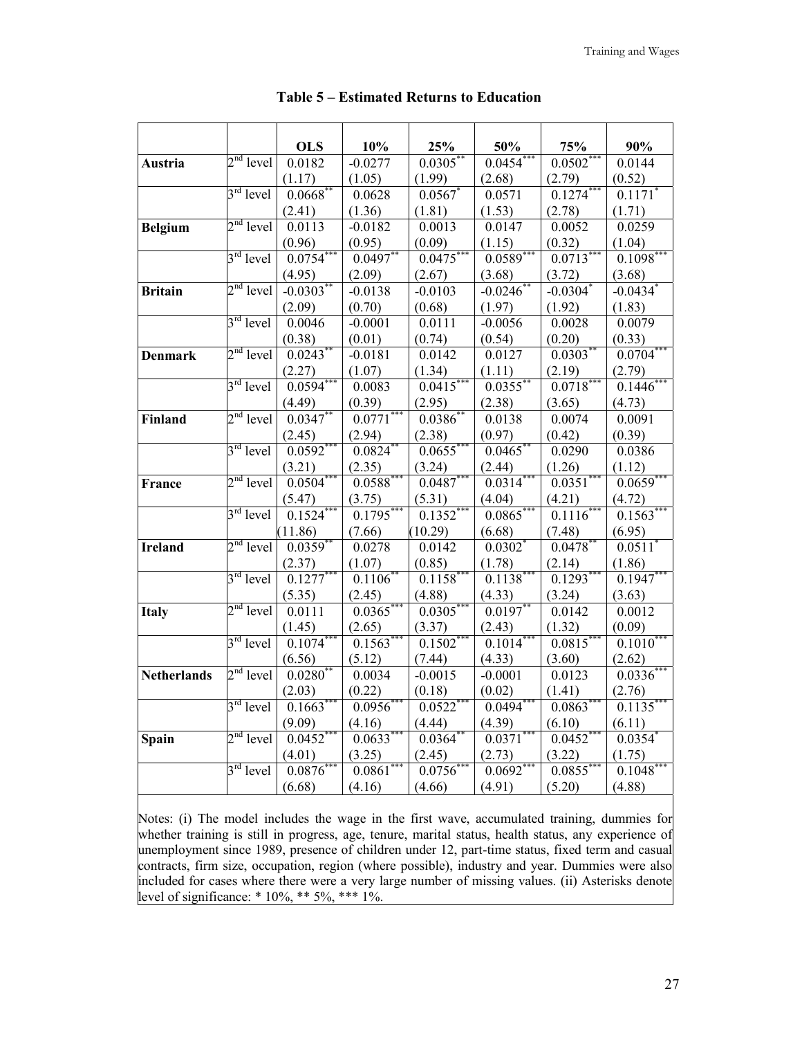## Table 5 – Estimated Returns to Education

| | | OLS | 10% | 25% | 50% | 75% | 90% |
|---|---|---|---|---|---|---|---|
| **Austria** | 2nd level | 0.0182 | -0.0277 | 0.0305** | 0.0454*** | 0.0502*** | 0.0144 |
| | | (1.17) | (1.05) | (1.99) | (2.68) | (2.79) | (0.52) |
| | 3rd level | 0.0668** | 0.0628 | 0.0567* | 0.0571 | 0.1274*** | 0.1171* |
| | | (2.41) | (1.36) | (1.81) | (1.53) | (2.78) | (1.71) |
| **Belgium** | 2nd level | 0.0113 | -0.0182 | 0.0013 | 0.0147 | 0.0052 | 0.0259 |
| | | (0.96) | (0.95) | (0.09) | (1.15) | (0.32) | (1.04) |
| | 3rd level | 0.0754*** | 0.0497** | 0.0475*** | 0.0589*** | 0.0713*** | 0.1098*** |
| | | (4.95) | (2.09) | (2.67) | (3.68) | (3.72) | (3.68) |
| **Britain** | 2nd level | -0.0303** | -0.0138 | -0.0103 | -0.0246** | -0.0304* | -0.0434* |
| | | (2.09) | (0.70) | (0.68) | (1.97) | (1.92) | (1.83) |
| | 3rd level | 0.0046 | -0.0001 | 0.0111 | -0.0056 | 0.0028 | 0.0079 |
| | | (0.38) | (0.01) | (0.74) | (0.54) | (0.20) | (0.33) |
| **Denmark** | 2nd level | 0.0243** | -0.0181 | 0.0142 | 0.0127 | 0.0303** | 0.0704*** |
| | | (2.27) | (1.07) | (1.34) | (1.11) | (2.19) | (2.79) |
| | 3rd level | 0.0594*** | 0.0083 | 0.0415*** | 0.0355** | 0.0718*** | 0.1446*** |
| | | (4.49) | (0.39) | (2.95) | (2.38) | (3.65) | (4.73) |
| **Finland** | 2nd level | 0.0347** | 0.0771*** | 0.0386** | 0.0138 | 0.0074 | 0.0091 |
| | | (2.45) | (2.94) | (2.38) | (0.97) | (0.42) | (0.39) |
| | 3rd level | 0.0592*** | 0.0824** | 0.0655*** | 0.0465** | 0.0290 | 0.0386 |
| | | (3.21) | (2.35) | (3.24) | (2.44) | (1.26) | (1.12) |
| **France** | 2nd level | 0.0504*** | 0.0588*** | 0.0487*** | 0.0314*** | 0.0351*** | 0.0659*** |
| | | (5.47) | (3.75) | (5.31) | (4.04) | (4.21) | (4.72) |
| | 3rd level | 0.1524*** | 0.1795*** | 0.1352*** | 0.0865*** | 0.1116*** | 0.1563*** |
| | | (11.86) | (7.66) | (10.29) | (6.68) | (7.48) | (6.95) |
| **Ireland** | 2nd level | 0.0359** | 0.0278 | 0.0142 | 0.0302* | 0.0478** | 0.0511* |
| | | (2.37) | (1.07) | (0.85) | (1.78) | (2.14) | (1.86) |
| | 3rd level | 0.1277*** | 0.1106** | 0.1158*** | 0.1138*** | 0.1293*** | 0.1947*** |
| | | (5.35) | (2.45) | (4.88) | (4.33) | (3.24) | (3.63) |
| **Italy** | 2nd level | 0.0111 | 0.0365*** | 0.0305*** | 0.0197** | 0.0142 | 0.0012 |
| | | (1.45) | (2.65) | (3.37) | (2.43) | (1.32) | (0.09) |
| | 3rd level | 0.1074*** | 0.1563*** | 0.1502*** | 0.1014*** | 0.0815*** | 0.1010*** |
| | | (6.56) | (5.12) | (7.44) | (4.33) | (3.60) | (2.62) |
| **Netherlands** | 2nd level | 0.0280** | 0.0034 | -0.0015 | -0.0001 | 0.0123 | 0.0336*** |
| | | (2.03) | (0.22) | (0.18) | (0.02) | (1.41) | (2.76) |
| | 3rd level | 0.1663*** | 0.0956*** | 0.0522*** | 0.0494*** | 0.0863*** | 0.1135*** |
| | | (9.09) | (4.16) | (4.44) | (4.39) | (6.10) | (6.11) |
| **Spain** | 2nd level | 0.0452*** | 0.0633*** | 0.0364** | 0.0371*** | 0.0452*** | 0.0354* |
| | | (4.01) | (3.25) | (2.45) | (2.73) | (3.22) | (1.75) |
| | 3rd level | 0.0876*** | 0.0861*** | 0.0756*** | 0.0692*** | 0.0855*** | 0.1048*** |
| | | (6.68) | (4.16) | (4.66) | (4.91) | (5.20) | (4.88) |

Notes: (i) The model includes the wage in the first wave, accumulated training, dummies for whether training is still in progress, age, tenure, marital status, health status, any experience of unemployment since 1989, presence of children under 12, part-time status, fixed term and casual contracts, firm size, occupation, region (where possible), industry and year. Dummies were also included for cases where there were a very large number of missing values. (ii) Asterisks denote level of significance: * 10%, ** 5%, *** 1%.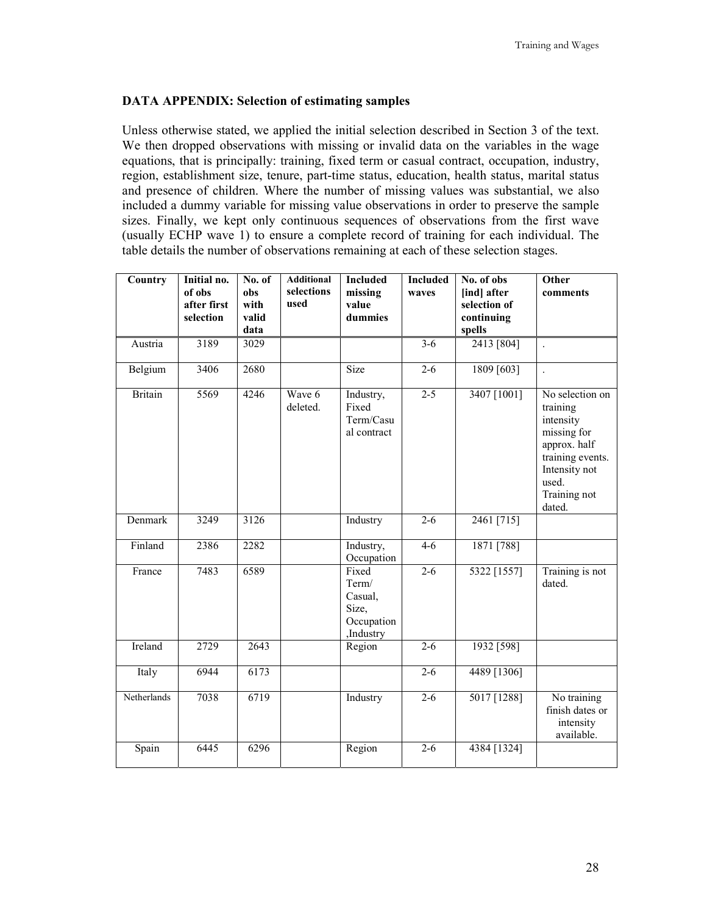**DATA APPENDIX: Selection of estimating samples**

Unless otherwise stated, we applied the initial selection described in Section 3 of the text. We then dropped observations with missing or invalid data on the variables in the wage equations, that is principally: training, fixed term or casual contract, occupation, industry, region, establishment size, tenure, part-time status, education, health status, marital status and presence of children. Where the number of missing values was substantial, we also included a dummy variable for missing value observations in order to preserve the sample sizes. Finally, we kept only continuous sequences of observations from the first wave (usually ECHP wave 1) to ensure a complete record of training for each individual. The table details the number of observations remaining at each of these selection stages.

| Country | Initial no. of obs after first selection | No. of obs with valid data | Additional selections used | Included missing value dummies | Included waves | No. of obs [ind] after selection of continuing spells | Other comments |
|---|---|---|---|---|---|---|---|
| Austria | 3189 | 3029 | | | 3-6 | 2413 [804] | . |
| Belgium | 3406 | 2680 | | Size | 2-6 | 1809 [603] | . |
| Britain | 5569 | 4246 | Wave 6 deleted. | Industry, Fixed Term/Casual contract | 2-5 | 3407 [1001] | No selection on training intensity missing for approx. half training events. Intensity not used. Training not dated. |
| Denmark | 3249 | 3126 | | Industry | 2-6 | 2461 [715] | |
| Finland | 2386 | 2282 | | Industry, Occupation | 4-6 | 1871 [788] | |
| France | 7483 | 6589 | | Fixed Term/ Casual, Size, Occupation, Industry | 2-6 | 5322 [1557] | Training is not dated. |
| Ireland | 2729 | 2643 | | Region | 2-6 | 1932 [598] | |
| Italy | 6944 | 6173 | | | 2-6 | 4489 [1306] | |
| Netherlands | 7038 | 6719 | | Industry | 2-6 | 5017 [1288] | No training finish dates or intensity available. |
| Spain | 6445 | 6296 | | Region | 2-6 | 4384 [1324] | |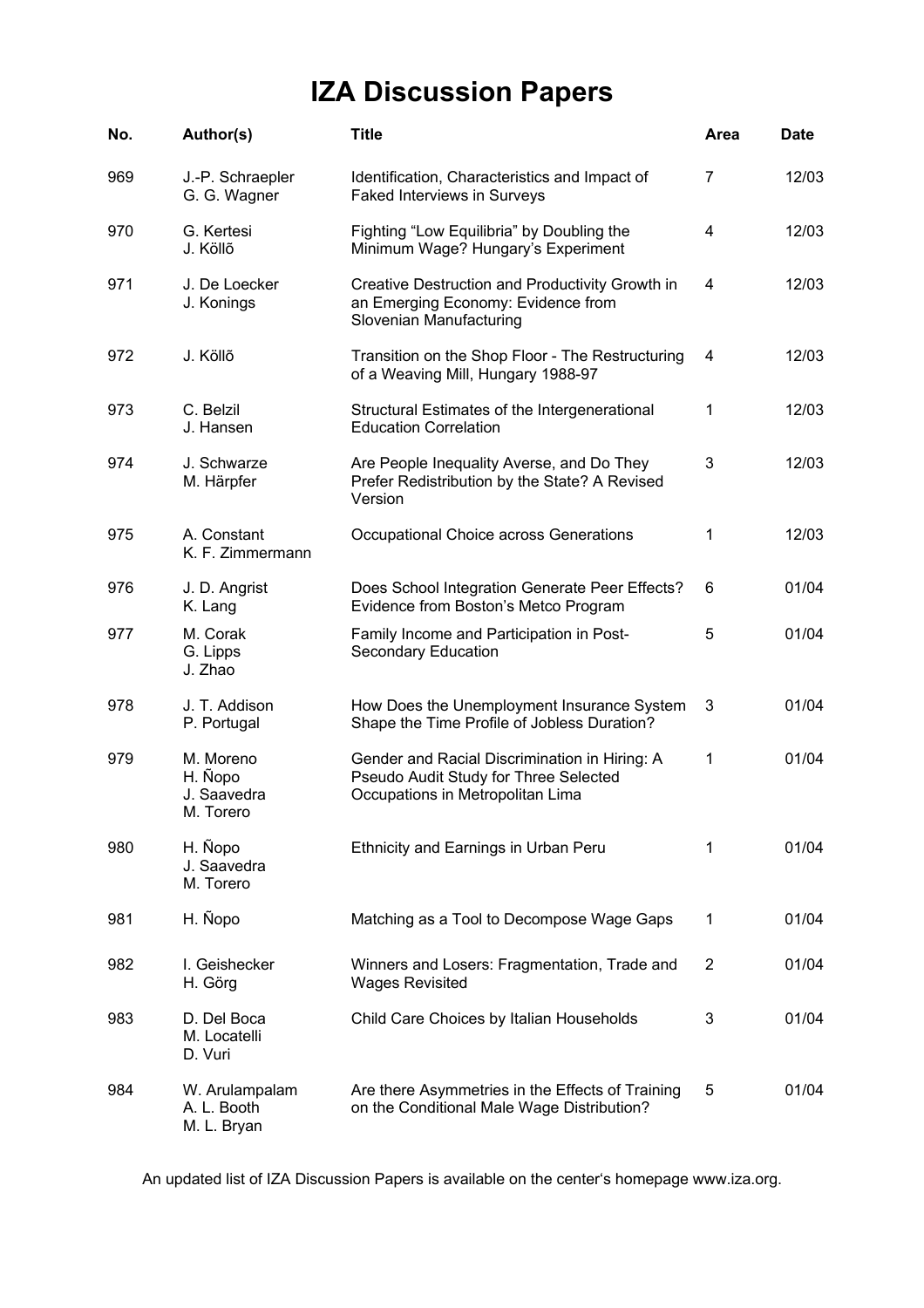# IZA Discussion Papers

| No. | Author(s) | Title | Area | Date |
|---|---|---|---|---|
| 969 | J.-P. Schraepler<br>G. G. Wagner | Identification, Characteristics and Impact of Faked Interviews in Surveys | 7 | 12/03 |
| 970 | G. Kertesi<br>J. Köllő | Fighting "Low Equilibria" by Doubling the Minimum Wage? Hungary's Experiment | 4 | 12/03 |
| 971 | J. De Loecker<br>J. Konings | Creative Destruction and Productivity Growth in an Emerging Economy: Evidence from Slovenian Manufacturing | 4 | 12/03 |
| 972 | J. Köllő | Transition on the Shop Floor - The Restructuring of a Weaving Mill, Hungary 1988-97 | 4 | 12/03 |
| 973 | C. Belzil<br>J. Hansen | Structural Estimates of the Intergenerational Education Correlation | 1 | 12/03 |
| 974 | J. Schwarze<br>M. Härpfer | Are People Inequality Averse, and Do They Prefer Redistribution by the State? A Revised Version | 3 | 12/03 |
| 975 | A. Constant<br>K. F. Zimmermann | Occupational Choice across Generations | 1 | 12/03 |
| 976 | J. D. Angrist<br>K. Lang | Does School Integration Generate Peer Effects? Evidence from Boston's Metco Program | 6 | 01/04 |
| 977 | M. Corak<br>G. Lipps<br>J. Zhao | Family Income and Participation in Post-Secondary Education | 5 | 01/04 |
| 978 | J. T. Addison<br>P. Portugal | How Does the Unemployment Insurance System Shape the Time Profile of Jobless Duration? | 3 | 01/04 |
| 979 | M. Moreno<br>H. Ñopo<br>J. Saavedra<br>M. Torero | Gender and Racial Discrimination in Hiring: A Pseudo Audit Study for Three Selected Occupations in Metropolitan Lima | 1 | 01/04 |
| 980 | H. Ñopo<br>J. Saavedra<br>M. Torero | Ethnicity and Earnings in Urban Peru | 1 | 01/04 |
| 981 | H. Ñopo | Matching as a Tool to Decompose Wage Gaps | 1 | 01/04 |
| 982 | I. Geishecker<br>H. Görg | Winners and Losers: Fragmentation, Trade and Wages Revisited | 2 | 01/04 |
| 983 | D. Del Boca<br>M. Locatelli<br>D. Vuri | Child Care Choices by Italian Households | 3 | 01/04 |
| 984 | W. Arulampalam<br>A. L. Booth<br>M. L. Bryan | Are there Asymmetries in the Effects of Training on the Conditional Male Wage Distribution? | 5 | 01/04 |

An updated list of IZA Discussion Papers is available on the center's homepage www.iza.org.